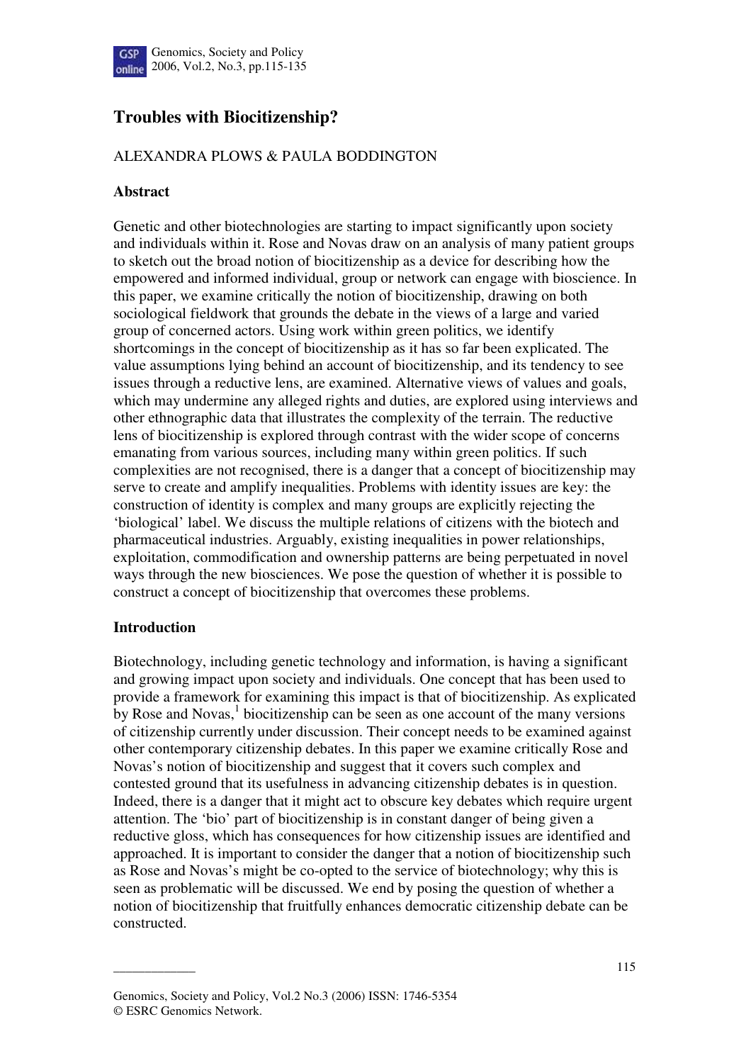# Troubles with Biocitizenship?

ALEXANDRA PLOWS & PAULA BODDINGTON

## Abstract

Genetic and other biotechnologies are starting to impact significantly upon society and individuals within it. Rose and Novas draw on an analysis of many patient groups to sketch out the broad notion of biocitizenship as a device for describing how the empowered and informed individual, group or network can engage with bioscience. In this paper, we examine critically the notion of biocitizenship, drawing on both sociological fieldwork that grounds the debate in the views of a large and varied group of concerned actors. Using work within green politics, we identify shortcomings in the concept of biocitizenship as it has so far been explicated. The value assumptions lying behind an account of biocitizenship, and its tendency to see issues through a reductive lens, are examined. Alternative views of values and goals, which may undermine any alleged rights and duties, are explored using interviews and other ethnographic data that illustrates the complexity of the terrain. The reductive lens of biocitizenship is explored through contrast with the wider scope of concerns emanating from various sources, including many within green politics. If such complexities are not recognised, there is a danger that a concept of biocitizenship may serve to create and amplify inequalities. Problems with identity issues are key: the construction of identity is complex and many groups are explicitly rejecting the 'biological' label. We discuss the multiple relations of citizens with the biotech and pharmaceutical industries. Arguably, existing inequalities in power relationships, exploitation, commodification and ownership patterns are being perpetuated in novel ways through the new biosciences. We pose the question of whether it is possible to construct a concept of biocitizenship that overcomes these problems.

## Introduction

Biotechnology, including genetic technology and information, is having a significant and growing impact upon society and individuals. One concept that has been used to provide a framework for examining this impact is that of biocitizenship. As explicated by Rose and Novas,[1] biocitizenship can be seen as one account of the many versions of citizenship currently under discussion. Their concept needs to be examined against other contemporary citizenship debates. In this paper we examine critically Rose and Novas's notion of biocitizenship and suggest that it covers such complex and contested ground that its usefulness in advancing citizenship debates is in question. Indeed, there is a danger that it might act to obscure key debates which require urgent attention. The 'bio' part of biocitizenship is in constant danger of being given a reductive gloss, which has consequences for how citizenship issues are identified and approached. It is important to consider the danger that a notion of biocitizenship such as Rose and Novas's might be co-opted to the service of biotechnology; why this is seen as problematic will be discussed. We end by posing the question of whether a notion of biocitizenship that fruitfully enhances democratic citizenship debate can be constructed.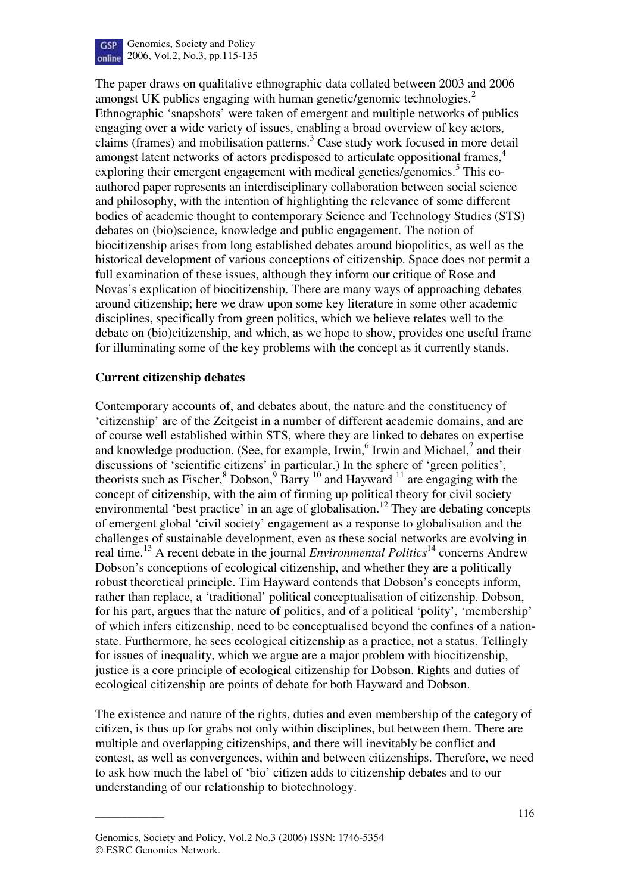The paper draws on qualitative ethnographic data collated between 2003 and 2006 amongst UK publics engaging with human genetic/genomic technologies.[2] Ethnographic 'snapshots' were taken of emergent and multiple networks of publics engaging over a wide variety of issues, enabling a broad overview of key actors, claims (frames) and mobilisation patterns.[3] Case study work focused in more detail amongst latent networks of actors predisposed to articulate oppositional frames,[4] exploring their emergent engagement with medical genetics/genomics.[5] This co-authored paper represents an interdisciplinary collaboration between social science and philosophy, with the intention of highlighting the relevance of some different bodies of academic thought to contemporary Science and Technology Studies (STS) debates on (bio)science, knowledge and public engagement. The notion of biocitizenship arises from long established debates around biopolitics, as well as the historical development of various conceptions of citizenship. Space does not permit a full examination of these issues, although they inform our critique of Rose and Novas's explication of biocitizenship. There are many ways of approaching debates around citizenship; here we draw upon some key literature in some other academic disciplines, specifically from green politics, which we believe relates well to the debate on (bio)citizenship, and which, as we hope to show, provides one useful frame for illuminating some of the key problems with the concept as it currently stands.

## Current citizenship debates

Contemporary accounts of, and debates about, the nature and the constituency of 'citizenship' are of the Zeitgeist in a number of different academic domains, and are of course well established within STS, where they are linked to debates on expertise and knowledge production. (See, for example, Irwin,[6] Irwin and Michael,[7] and their discussions of 'scientific citizens' in particular.) In the sphere of 'green politics', theorists such as Fischer,[8] Dobson,[9] Barry [10] and Hayward [11] are engaging with the concept of citizenship, with the aim of firming up political theory for civil society environmental 'best practice' in an age of globalisation.[12] They are debating concepts of emergent global 'civil society' engagement as a response to globalisation and the challenges of sustainable development, even as these social networks are evolving in real time.[13] A recent debate in the journal *Environmental Politics*[14] concerns Andrew Dobson's conceptions of ecological citizenship, and whether they are a politically robust theoretical principle. Tim Hayward contends that Dobson's concepts inform, rather than replace, a 'traditional' political conceptualisation of citizenship. Dobson, for his part, argues that the nature of politics, and of a political 'polity', 'membership' of which infers citizenship, need to be conceptualised beyond the confines of a nation-state. Furthermore, he sees ecological citizenship as a practice, not a status. Tellingly for issues of inequality, which we argue are a major problem with biocitizenship, justice is a core principle of ecological citizenship for Dobson. Rights and duties of ecological citizenship are points of debate for both Hayward and Dobson.

The existence and nature of the rights, duties and even membership of the category of citizen, is thus up for grabs not only within disciplines, but between them. There are multiple and overlapping citizenships, and there will inevitably be conflict and contest, as well as convergences, within and between citizenships. Therefore, we need to ask how much the label of 'bio' citizen adds to citizenship debates and to our understanding of our relationship to biotechnology.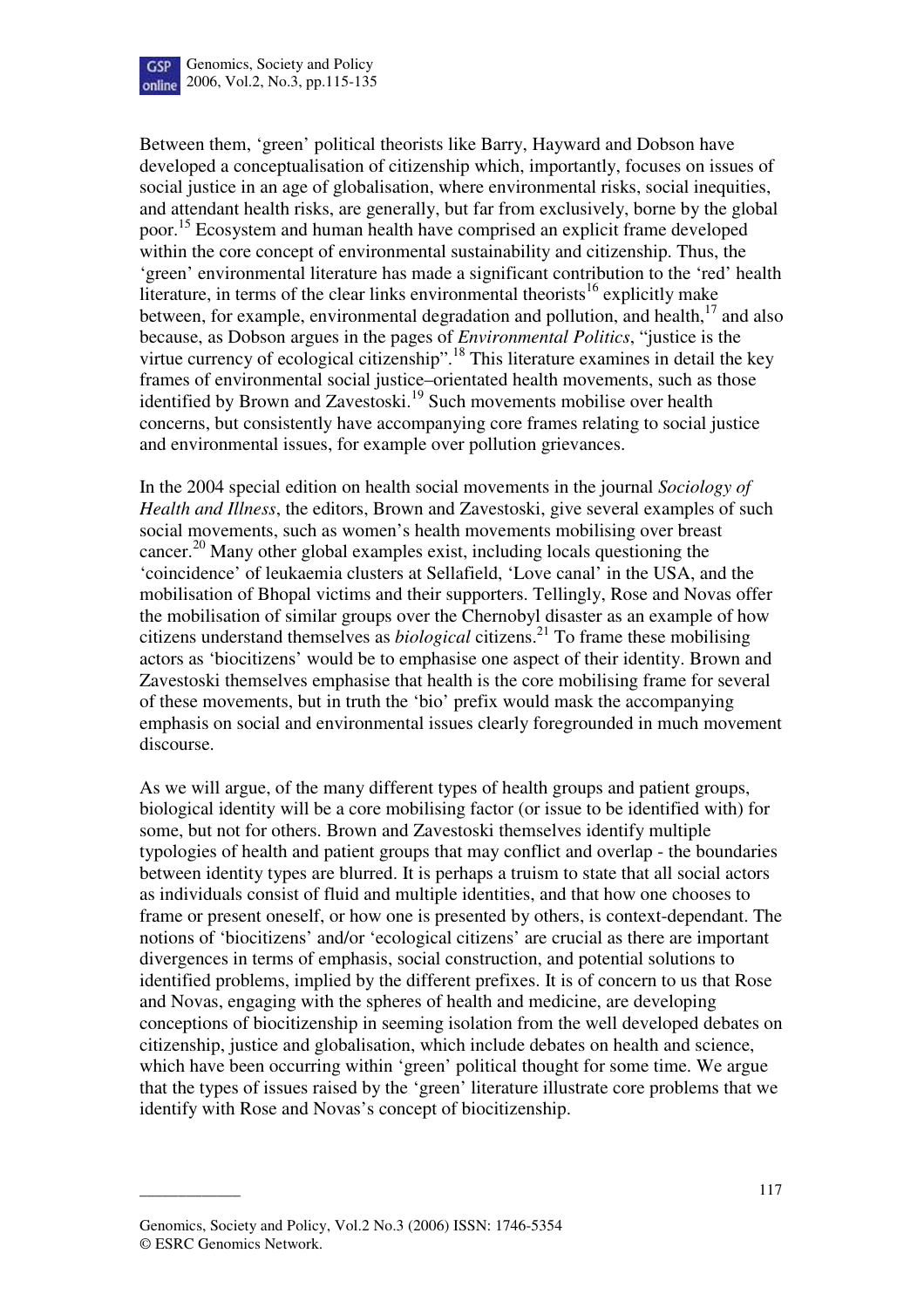Between them, 'green' political theorists like Barry, Hayward and Dobson have developed a conceptualisation of citizenship which, importantly, focuses on issues of social justice in an age of globalisation, where environmental risks, social inequities, and attendant health risks, are generally, but far from exclusively, borne by the global poor.[15] Ecosystem and human health have comprised an explicit frame developed within the core concept of environmental sustainability and citizenship. Thus, the 'green' environmental literature has made a significant contribution to the 'red' health literature, in terms of the clear links environmental theorists[16] explicitly make between, for example, environmental degradation and pollution, and health,[17] and also because, as Dobson argues in the pages of *Environmental Politics*, "justice is the virtue currency of ecological citizenship".[18] This literature examines in detail the key frames of environmental social justice–orientated health movements, such as those identified by Brown and Zavestoski.[19] Such movements mobilise over health concerns, but consistently have accompanying core frames relating to social justice and environmental issues, for example over pollution grievances.

In the 2004 special edition on health social movements in the journal *Sociology of Health and Illness*, the editors, Brown and Zavestoski, give several examples of such social movements, such as women's health movements mobilising over breast cancer.[20] Many other global examples exist, including locals questioning the 'coincidence' of leukaemia clusters at Sellafield, 'Love canal' in the USA, and the mobilisation of Bhopal victims and their supporters. Tellingly, Rose and Novas offer the mobilisation of similar groups over the Chernobyl disaster as an example of how citizens understand themselves as *biological* citizens.[21] To frame these mobilising actors as 'biocitizens' would be to emphasise one aspect of their identity. Brown and Zavestoski themselves emphasise that health is the core mobilising frame for several of these movements, but in truth the 'bio' prefix would mask the accompanying emphasis on social and environmental issues clearly foregrounded in much movement discourse.

As we will argue, of the many different types of health groups and patient groups, biological identity will be a core mobilising factor (or issue to be identified with) for some, but not for others. Brown and Zavestoski themselves identify multiple typologies of health and patient groups that may conflict and overlap - the boundaries between identity types are blurred. It is perhaps a truism to state that all social actors as individuals consist of fluid and multiple identities, and that how one chooses to frame or present oneself, or how one is presented by others, is context-dependant. The notions of 'biocitizens' and/or 'ecological citizens' are crucial as there are important divergences in terms of emphasis, social construction, and potential solutions to identified problems, implied by the different prefixes. It is of concern to us that Rose and Novas, engaging with the spheres of health and medicine, are developing conceptions of biocitizenship in seeming isolation from the well developed debates on citizenship, justice and globalisation, which include debates on health and science, which have been occurring within 'green' political thought for some time. We argue that the types of issues raised by the 'green' literature illustrate core problems that we identify with Rose and Novas's concept of biocitizenship.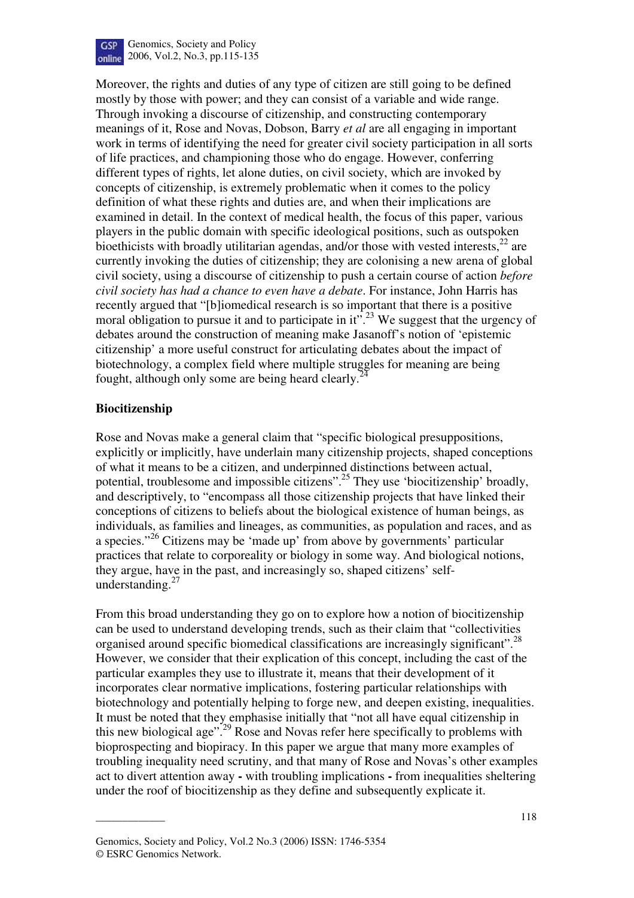Moreover, the rights and duties of any type of citizen are still going to be defined mostly by those with power; and they can consist of a variable and wide range. Through invoking a discourse of citizenship, and constructing contemporary meanings of it, Rose and Novas, Dobson, Barry *et al* are all engaging in important work in terms of identifying the need for greater civil society participation in all sorts of life practices, and championing those who do engage. However, conferring different types of rights, let alone duties, on civil society, which are invoked by concepts of citizenship, is extremely problematic when it comes to the policy definition of what these rights and duties are, and when their implications are examined in detail. In the context of medical health, the focus of this paper, various players in the public domain with specific ideological positions, such as outspoken bioethicists with broadly utilitarian agendas, and/or those with vested interests,[22] are currently invoking the duties of citizenship; they are colonising a new arena of global civil society, using a discourse of citizenship to push a certain course of action *before civil society has had a chance to even have a debate*. For instance, John Harris has recently argued that "[b]iomedical research is so important that there is a positive moral obligation to pursue it and to participate in it".[23] We suggest that the urgency of debates around the construction of meaning make Jasanoff's notion of 'epistemic citizenship' a more useful construct for articulating debates about the impact of biotechnology, a complex field where multiple struggles for meaning are being fought, although only some are being heard clearly.[24]

## Biocitizenship

Rose and Novas make a general claim that "specific biological presuppositions, explicitly or implicitly, have underlain many citizenship projects, shaped conceptions of what it means to be a citizen, and underpinned distinctions between actual, potential, troublesome and impossible citizens".[25] They use 'biocitizenship' broadly, and descriptively, to "encompass all those citizenship projects that have linked their conceptions of citizens to beliefs about the biological existence of human beings, as individuals, as families and lineages, as communities, as population and races, and as a species."[26] Citizens may be 'made up' from above by governments' particular practices that relate to corporeality or biology in some way. And biological notions, they argue, have in the past, and increasingly so, shaped citizens' self-understanding.[27]

From this broad understanding they go on to explore how a notion of biocitizenship can be used to understand developing trends, such as their claim that "collectivities organised around specific biomedical classifications are increasingly significant".[28] However, we consider that their explication of this concept, including the cast of the particular examples they use to illustrate it, means that their development of it incorporates clear normative implications, fostering particular relationships with biotechnology and potentially helping to forge new, and deepen existing, inequalities. It must be noted that they emphasise initially that "not all have equal citizenship in this new biological age".[29] Rose and Novas refer here specifically to problems with bioprospecting and biopiracy. In this paper we argue that many more examples of troubling inequality need scrutiny, and that many of Rose and Novas's other examples act to divert attention away - with troubling implications - from inequalities sheltering under the roof of biocitizenship as they define and subsequently explicate it.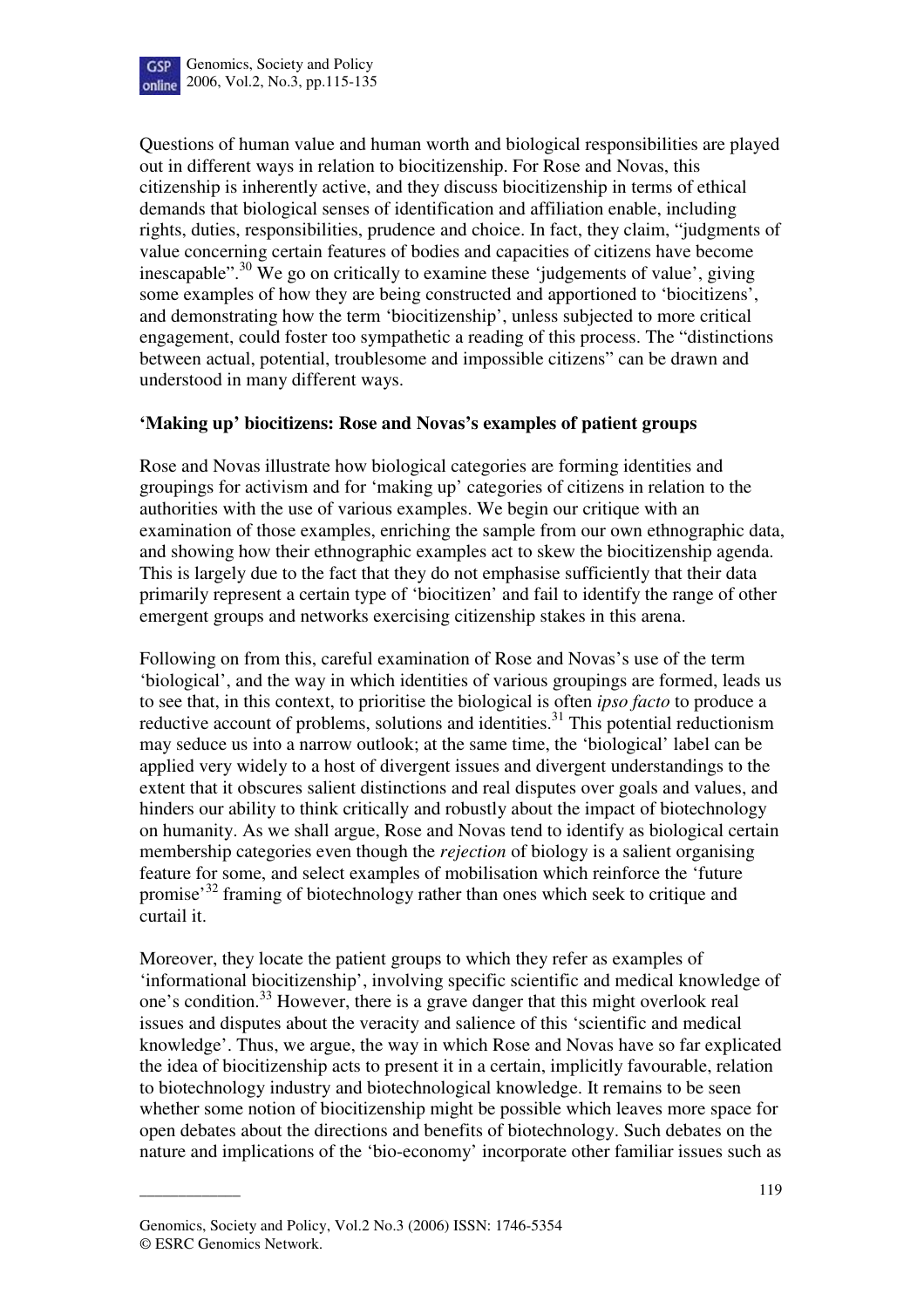Questions of human value and human worth and biological responsibilities are played out in different ways in relation to biocitizenship. For Rose and Novas, this citizenship is inherently active, and they discuss biocitizenship in terms of ethical demands that biological senses of identification and affiliation enable, including rights, duties, responsibilities, prudence and choice. In fact, they claim, "judgments of value concerning certain features of bodies and capacities of citizens have become inescapable".[30] We go on critically to examine these 'judgements of value', giving some examples of how they are being constructed and apportioned to 'biocitizens', and demonstrating how the term 'biocitizenship', unless subjected to more critical engagement, could foster too sympathetic a reading of this process. The "distinctions between actual, potential, troublesome and impossible citizens" can be drawn and understood in many different ways.

**'Making up' biocitizens: Rose and Novas's examples of patient groups**

Rose and Novas illustrate how biological categories are forming identities and groupings for activism and for 'making up' categories of citizens in relation to the authorities with the use of various examples. We begin our critique with an examination of those examples, enriching the sample from our own ethnographic data, and showing how their ethnographic examples act to skew the biocitizenship agenda. This is largely due to the fact that they do not emphasise sufficiently that their data primarily represent a certain type of 'biocitizen' and fail to identify the range of other emergent groups and networks exercising citizenship stakes in this arena.

Following on from this, careful examination of Rose and Novas's use of the term 'biological', and the way in which identities of various groupings are formed, leads us to see that, in this context, to prioritise the biological is often *ipso facto* to produce a reductive account of problems, solutions and identities.[31] This potential reductionism may seduce us into a narrow outlook; at the same time, the 'biological' label can be applied very widely to a host of divergent issues and divergent understandings to the extent that it obscures salient distinctions and real disputes over goals and values, and hinders our ability to think critically and robustly about the impact of biotechnology on humanity. As we shall argue, Rose and Novas tend to identify as biological certain membership categories even though the *rejection* of biology is a salient organising feature for some, and select examples of mobilisation which reinforce the 'future promise'[32] framing of biotechnology rather than ones which seek to critique and curtail it.

Moreover, they locate the patient groups to which they refer as examples of 'informational biocitizenship', involving specific scientific and medical knowledge of one's condition.[33] However, there is a grave danger that this might overlook real issues and disputes about the veracity and salience of this 'scientific and medical knowledge'. Thus, we argue, the way in which Rose and Novas have so far explicated the idea of biocitizenship acts to present it in a certain, implicitly favourable, relation to biotechnology industry and biotechnological knowledge. It remains to be seen whether some notion of biocitizenship might be possible which leaves more space for open debates about the directions and benefits of biotechnology. Such debates on the nature and implications of the 'bio-economy' incorporate other familiar issues such as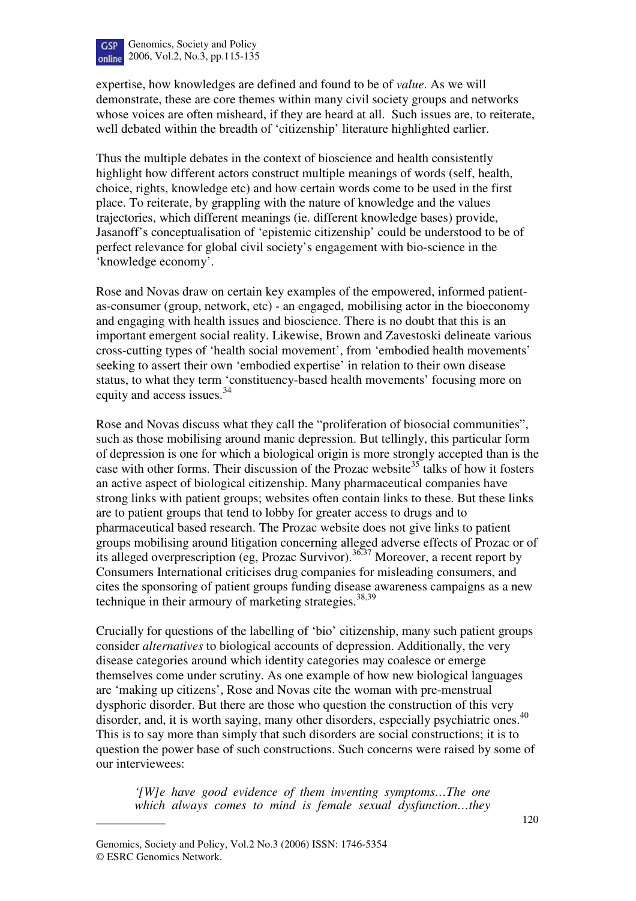expertise, how knowledges are defined and found to be of *value*. As we will demonstrate, these are core themes within many civil society groups and networks whose voices are often misheard, if they are heard at all. Such issues are, to reiterate, well debated within the breadth of 'citizenship' literature highlighted earlier.

Thus the multiple debates in the context of bioscience and health consistently highlight how different actors construct multiple meanings of words (self, health, choice, rights, knowledge etc) and how certain words come to be used in the first place. To reiterate, by grappling with the nature of knowledge and the values trajectories, which different meanings (ie. different knowledge bases) provide, Jasanoff's conceptualisation of 'epistemic citizenship' could be understood to be of perfect relevance for global civil society's engagement with bio-science in the 'knowledge economy'.

Rose and Novas draw on certain key examples of the empowered, informed patient-as-consumer (group, network, etc) - an engaged, mobilising actor in the bioeconomy and engaging with health issues and bioscience. There is no doubt that this is an important emergent social reality. Likewise, Brown and Zavestoski delineate various cross-cutting types of 'health social movement', from 'embodied health movements' seeking to assert their own 'embodied expertise' in relation to their own disease status, to what they term 'constituency-based health movements' focusing more on equity and access issues.[34]

Rose and Novas discuss what they call the "proliferation of biosocial communities", such as those mobilising around manic depression. But tellingly, this particular form of depression is one for which a biological origin is more strongly accepted than is the case with other forms. Their discussion of the Prozac website[35] talks of how it fosters an active aspect of biological citizenship. Many pharmaceutical companies have strong links with patient groups; websites often contain links to these. But these links are to patient groups that tend to lobby for greater access to drugs and to pharmaceutical based research. The Prozac website does not give links to patient groups mobilising around litigation concerning alleged adverse effects of Prozac or of its alleged overprescription (eg, Prozac Survivor).[36,37] Moreover, a recent report by Consumers International criticises drug companies for misleading consumers, and cites the sponsoring of patient groups funding disease awareness campaigns as a new technique in their armoury of marketing strategies.[38,39]

Crucially for questions of the labelling of 'bio' citizenship, many such patient groups consider *alternatives* to biological accounts of depression. Additionally, the very disease categories around which identity categories may coalesce or emerge themselves come under scrutiny. As one example of how new biological languages are 'making up citizens', Rose and Novas cite the woman with pre-menstrual dysphoric disorder. But there are those who question the construction of this very disorder, and, it is worth saying, many other disorders, especially psychiatric ones.[40] This is to say more than simply that such disorders are social constructions; it is to question the power base of such constructions. Such concerns were raised by some of our interviewees:

> *'[W]e have good evidence of them inventing symptoms…The one which always comes to mind is female sexual dysfunction…they*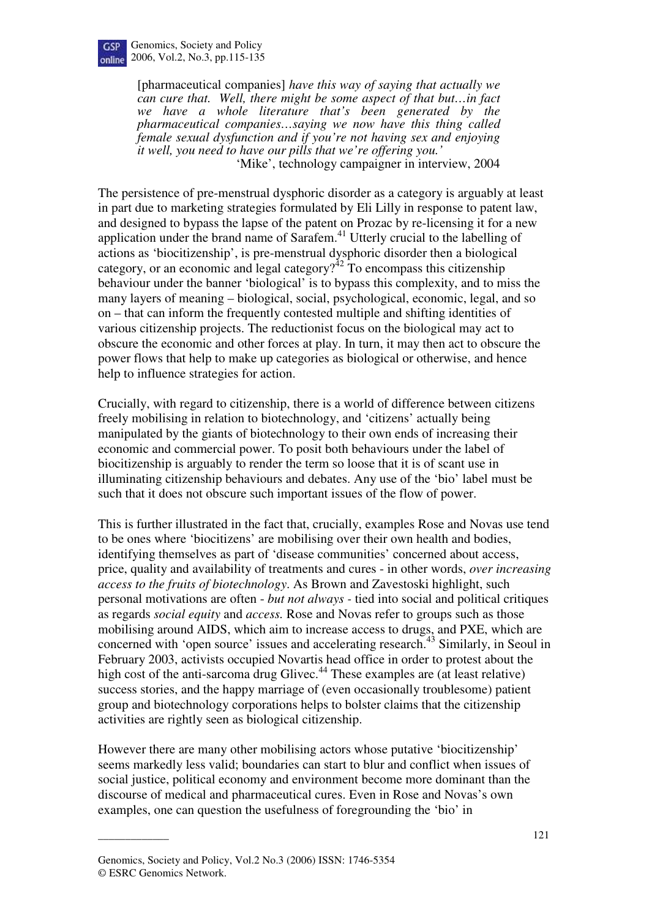> [pharmaceutical companies] *have this way of saying that actually we can cure that. Well, there might be some aspect of that but…in fact we have a whole literature that's been generated by the pharmaceutical companies…saying we now have this thing called female sexual dysfunction and if you're not having sex and enjoying it well, you need to have our pills that we're offering you.'*
>
> 'Mike', technology campaigner in interview, 2004

The persistence of pre-menstrual dysphoric disorder as a category is arguably at least in part due to marketing strategies formulated by Eli Lilly in response to patent law, and designed to bypass the lapse of the patent on Prozac by re-licensing it for a new application under the brand name of Sarafem.[41] Utterly crucial to the labelling of actions as 'biocitizenship', is pre-menstrual dysphoric disorder then a biological category, or an economic and legal category?[42] To encompass this citizenship behaviour under the banner 'biological' is to bypass this complexity, and to miss the many layers of meaning – biological, social, psychological, economic, legal, and so on – that can inform the frequently contested multiple and shifting identities of various citizenship projects. The reductionist focus on the biological may act to obscure the economic and other forces at play. In turn, it may then act to obscure the power flows that help to make up categories as biological or otherwise, and hence help to influence strategies for action.

Crucially, with regard to citizenship, there is a world of difference between citizens freely mobilising in relation to biotechnology, and 'citizens' actually being manipulated by the giants of biotechnology to their own ends of increasing their economic and commercial power. To posit both behaviours under the label of biocitizenship is arguably to render the term so loose that it is of scant use in illuminating citizenship behaviours and debates. Any use of the 'bio' label must be such that it does not obscure such important issues of the flow of power.

This is further illustrated in the fact that, crucially, examples Rose and Novas use tend to be ones where 'biocitizens' are mobilising over their own health and bodies, identifying themselves as part of 'disease communities' concerned about access, price, quality and availability of treatments and cures - in other words, *over increasing access to the fruits of biotechnology*. As Brown and Zavestoski highlight, such personal motivations are often - *but not always* - tied into social and political critiques as regards *social equity* and *access.* Rose and Novas refer to groups such as those mobilising around AIDS, which aim to increase access to drugs, and PXE, which are concerned with 'open source' issues and accelerating research.[43] Similarly, in Seoul in February 2003, activists occupied Novartis head office in order to protest about the high cost of the anti-sarcoma drug Glivec.[44] These examples are (at least relative) success stories, and the happy marriage of (even occasionally troublesome) patient group and biotechnology corporations helps to bolster claims that the citizenship activities are rightly seen as biological citizenship.

However there are many other mobilising actors whose putative 'biocitizenship' seems markedly less valid; boundaries can start to blur and conflict when issues of social justice, political economy and environment become more dominant than the discourse of medical and pharmaceutical cures. Even in Rose and Novas's own examples, one can question the usefulness of foregrounding the 'bio' in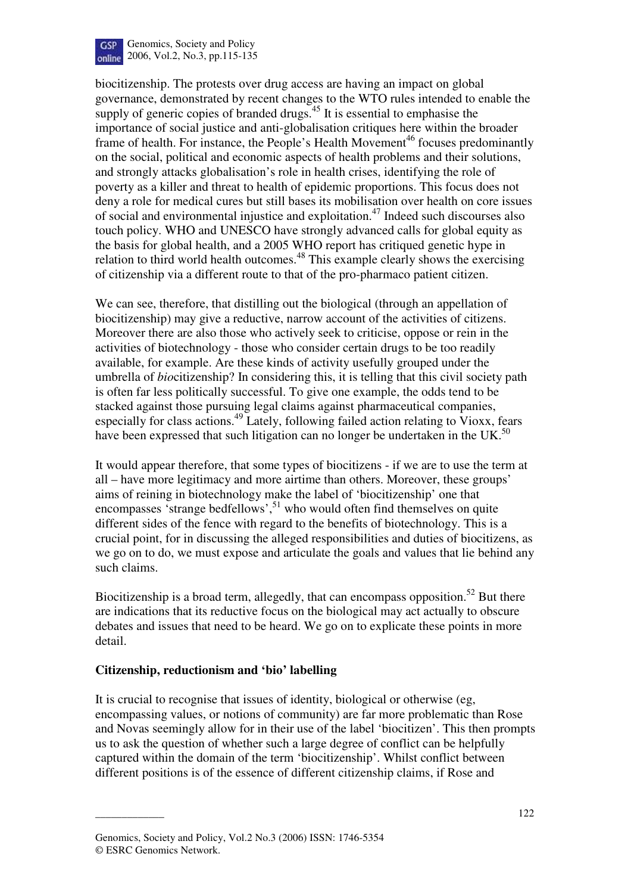biocitizenship. The protests over drug access are having an impact on global governance, demonstrated by recent changes to the WTO rules intended to enable the supply of generic copies of branded drugs.[45] It is essential to emphasise the importance of social justice and anti-globalisation critiques here within the broader frame of health. For instance, the People's Health Movement[46] focuses predominantly on the social, political and economic aspects of health problems and their solutions, and strongly attacks globalisation's role in health crises, identifying the role of poverty as a killer and threat to health of epidemic proportions. This focus does not deny a role for medical cures but still bases its mobilisation over health on core issues of social and environmental injustice and exploitation.[47] Indeed such discourses also touch policy. WHO and UNESCO have strongly advanced calls for global equity as the basis for global health, and a 2005 WHO report has critiqued genetic hype in relation to third world health outcomes.[48] This example clearly shows the exercising of citizenship via a different route to that of the pro-pharmaco patient citizen.

We can see, therefore, that distilling out the biological (through an appellation of biocitizenship) may give a reductive, narrow account of the activities of citizens. Moreover there are also those who actively seek to criticise, oppose or rein in the activities of biotechnology - those who consider certain drugs to be too readily available, for example. Are these kinds of activity usefully grouped under the umbrella of *bio*citizenship? In considering this, it is telling that this civil society path is often far less politically successful. To give one example, the odds tend to be stacked against those pursuing legal claims against pharmaceutical companies, especially for class actions.[49] Lately, following failed action relating to Vioxx, fears have been expressed that such litigation can no longer be undertaken in the UK.[50]

It would appear therefore, that some types of biocitizens - if we are to use the term at all – have more legitimacy and more airtime than others. Moreover, these groups' aims of reining in biotechnology make the label of 'biocitizenship' one that encompasses 'strange bedfellows',[51] who would often find themselves on quite different sides of the fence with regard to the benefits of biotechnology. This is a crucial point, for in discussing the alleged responsibilities and duties of biocitizens, as we go on to do, we must expose and articulate the goals and values that lie behind any such claims.

Biocitizenship is a broad term, allegedly, that can encompass opposition.[52] But there are indications that its reductive focus on the biological may act actually to obscure debates and issues that need to be heard. We go on to explicate these points in more detail.

## Citizenship, reductionism and 'bio' labelling

It is crucial to recognise that issues of identity, biological or otherwise (eg, encompassing values, or notions of community) are far more problematic than Rose and Novas seemingly allow for in their use of the label 'biocitizen'. This then prompts us to ask the question of whether such a large degree of conflict can be helpfully captured within the domain of the term 'biocitizenship'. Whilst conflict between different positions is of the essence of different citizenship claims, if Rose and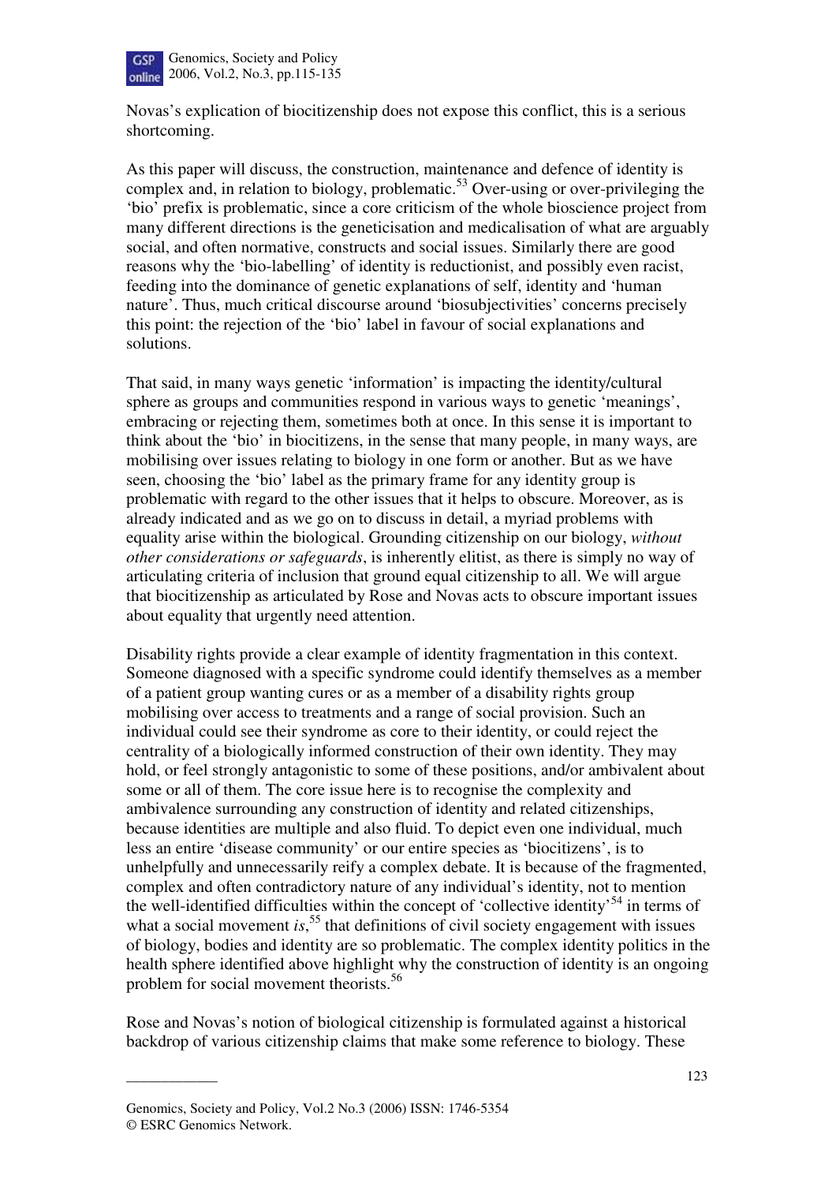Novas's explication of biocitizenship does not expose this conflict, this is a serious shortcoming.

As this paper will discuss, the construction, maintenance and defence of identity is complex and, in relation to biology, problematic.[53] Over-using or over-privileging the 'bio' prefix is problematic, since a core criticism of the whole bioscience project from many different directions is the geneticisation and medicalisation of what are arguably social, and often normative, constructs and social issues. Similarly there are good reasons why the 'bio-labelling' of identity is reductionist, and possibly even racist, feeding into the dominance of genetic explanations of self, identity and 'human nature'. Thus, much critical discourse around 'biosubjectivities' concerns precisely this point: the rejection of the 'bio' label in favour of social explanations and solutions.

That said, in many ways genetic 'information' is impacting the identity/cultural sphere as groups and communities respond in various ways to genetic 'meanings', embracing or rejecting them, sometimes both at once. In this sense it is important to think about the 'bio' in biocitizens, in the sense that many people, in many ways, are mobilising over issues relating to biology in one form or another. But as we have seen, choosing the 'bio' label as the primary frame for any identity group is problematic with regard to the other issues that it helps to obscure. Moreover, as is already indicated and as we go on to discuss in detail, a myriad problems with equality arise within the biological. Grounding citizenship on our biology, *without other considerations or safeguards*, is inherently elitist, as there is simply no way of articulating criteria of inclusion that ground equal citizenship to all. We will argue that biocitizenship as articulated by Rose and Novas acts to obscure important issues about equality that urgently need attention.

Disability rights provide a clear example of identity fragmentation in this context. Someone diagnosed with a specific syndrome could identify themselves as a member of a patient group wanting cures or as a member of a disability rights group mobilising over access to treatments and a range of social provision. Such an individual could see their syndrome as core to their identity, or could reject the centrality of a biologically informed construction of their own identity. They may hold, or feel strongly antagonistic to some of these positions, and/or ambivalent about some or all of them. The core issue here is to recognise the complexity and ambivalence surrounding any construction of identity and related citizenships, because identities are multiple and also fluid. To depict even one individual, much less an entire 'disease community' or our entire species as 'biocitizens', is to unhelpfully and unnecessarily reify a complex debate. It is because of the fragmented, complex and often contradictory nature of any individual's identity, not to mention the well-identified difficulties within the concept of 'collective identity'[54] in terms of what a social movement *is*,[55] that definitions of civil society engagement with issues of biology, bodies and identity are so problematic. The complex identity politics in the health sphere identified above highlight why the construction of identity is an ongoing problem for social movement theorists.[56]

Rose and Novas's notion of biological citizenship is formulated against a historical backdrop of various citizenship claims that make some reference to biology. These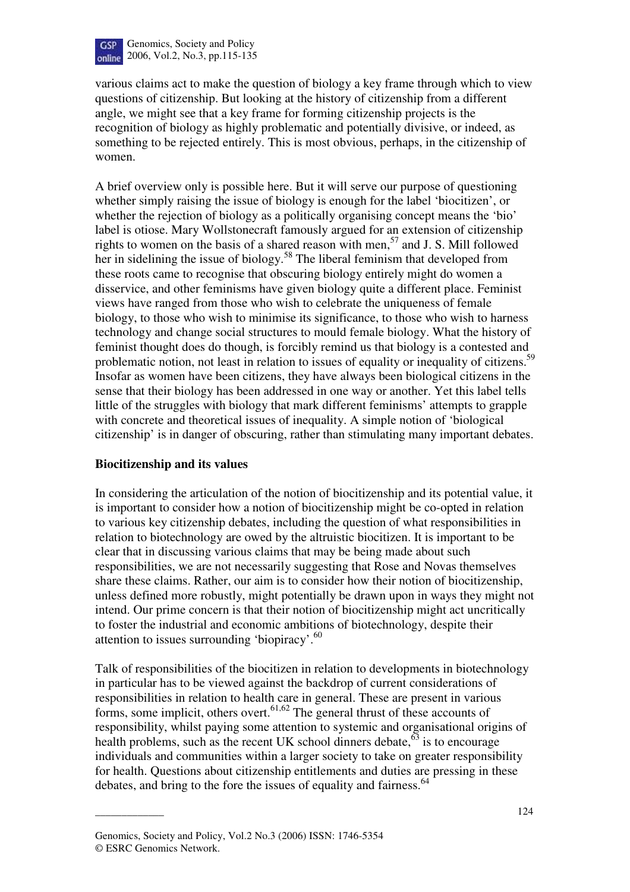various claims act to make the question of biology a key frame through which to view questions of citizenship. But looking at the history of citizenship from a different angle, we might see that a key frame for forming citizenship projects is the recognition of biology as highly problematic and potentially divisive, or indeed, as something to be rejected entirely. This is most obvious, perhaps, in the citizenship of women.

A brief overview only is possible here. But it will serve our purpose of questioning whether simply raising the issue of biology is enough for the label 'biocitizen', or whether the rejection of biology as a politically organising concept means the 'bio' label is otiose. Mary Wollstonecraft famously argued for an extension of citizenship rights to women on the basis of a shared reason with men,[57] and J. S. Mill followed her in sidelining the issue of biology.[58] The liberal feminism that developed from these roots came to recognise that obscuring biology entirely might do women a disservice, and other feminisms have given biology quite a different place. Feminist views have ranged from those who wish to celebrate the uniqueness of female biology, to those who wish to minimise its significance, to those who wish to harness technology and change social structures to mould female biology. What the history of feminist thought does do though, is forcibly remind us that biology is a contested and problematic notion, not least in relation to issues of equality or inequality of citizens.[59] Insofar as women have been citizens, they have always been biological citizens in the sense that their biology has been addressed in one way or another. Yet this label tells little of the struggles with biology that mark different feminisms' attempts to grapple with concrete and theoretical issues of inequality. A simple notion of 'biological citizenship' is in danger of obscuring, rather than stimulating many important debates.

## Biocitizenship and its values

In considering the articulation of the notion of biocitizenship and its potential value, it is important to consider how a notion of biocitizenship might be co-opted in relation to various key citizenship debates, including the question of what responsibilities in relation to biotechnology are owed by the altruistic biocitizen. It is important to be clear that in discussing various claims that may be being made about such responsibilities, we are not necessarily suggesting that Rose and Novas themselves share these claims. Rather, our aim is to consider how their notion of biocitizenship, unless defined more robustly, might potentially be drawn upon in ways they might not intend. Our prime concern is that their notion of biocitizenship might act uncritically to foster the industrial and economic ambitions of biotechnology, despite their attention to issues surrounding 'biopiracy'.[60]

Talk of responsibilities of the biocitizen in relation to developments in biotechnology in particular has to be viewed against the backdrop of current considerations of responsibilities in relation to health care in general. These are present in various forms, some implicit, others overt.[61,62] The general thrust of these accounts of responsibility, whilst paying some attention to systemic and organisational origins of health problems, such as the recent UK school dinners debate,[63] is to encourage individuals and communities within a larger society to take on greater responsibility for health. Questions about citizenship entitlements and duties are pressing in these debates, and bring to the fore the issues of equality and fairness.[64]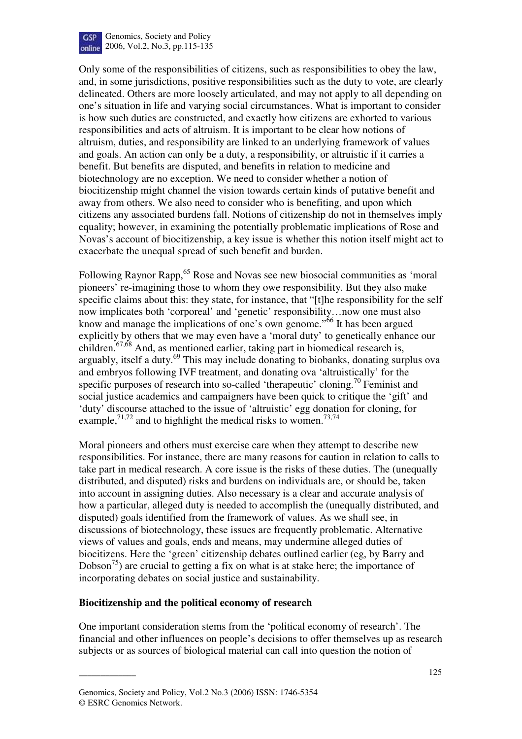Only some of the responsibilities of citizens, such as responsibilities to obey the law, and, in some jurisdictions, positive responsibilities such as the duty to vote, are clearly delineated. Others are more loosely articulated, and may not apply to all depending on one's situation in life and varying social circumstances. What is important to consider is how such duties are constructed, and exactly how citizens are exhorted to various responsibilities and acts of altruism. It is important to be clear how notions of altruism, duties, and responsibility are linked to an underlying framework of values and goals. An action can only be a duty, a responsibility, or altruistic if it carries a benefit. But benefits are disputed, and benefits in relation to medicine and biotechnology are no exception. We need to consider whether a notion of biocitizenship might channel the vision towards certain kinds of putative benefit and away from others. We also need to consider who is benefiting, and upon which citizens any associated burdens fall. Notions of citizenship do not in themselves imply equality; however, in examining the potentially problematic implications of Rose and Novas's account of biocitizenship, a key issue is whether this notion itself might act to exacerbate the unequal spread of such benefit and burden.

Following Raynor Rapp,[65] Rose and Novas see new biosocial communities as 'moral pioneers' re-imagining those to whom they owe responsibility. But they also make specific claims about this: they state, for instance, that "[t]he responsibility for the self now implicates both 'corporeal' and 'genetic' responsibility…now one must also know and manage the implications of one's own genome."[66] It has been argued explicitly by others that we may even have a 'moral duty' to genetically enhance our children.[67,68] And, as mentioned earlier, taking part in biomedical research is, arguably, itself a duty.[69] This may include donating to biobanks, donating surplus ova and embryos following IVF treatment, and donating ova 'altruistically' for the specific purposes of research into so-called 'therapeutic' cloning.[70] Feminist and social justice academics and campaigners have been quick to critique the 'gift' and 'duty' discourse attached to the issue of 'altruistic' egg donation for cloning, for example,[71,72] and to highlight the medical risks to women.[73,74]

Moral pioneers and others must exercise care when they attempt to describe new responsibilities. For instance, there are many reasons for caution in relation to calls to take part in medical research. A core issue is the risks of these duties. The (unequally distributed, and disputed) risks and burdens on individuals are, or should be, taken into account in assigning duties. Also necessary is a clear and accurate analysis of how a particular, alleged duty is needed to accomplish the (unequally distributed, and disputed) goals identified from the framework of values. As we shall see, in discussions of biotechnology, these issues are frequently problematic. Alternative views of values and goals, ends and means, may undermine alleged duties of biocitizens. Here the 'green' citizenship debates outlined earlier (eg, by Barry and Dobson[75]) are crucial to getting a fix on what is at stake here; the importance of incorporating debates on social justice and sustainability.

**Biocitizenship and the political economy of research**

One important consideration stems from the 'political economy of research'. The financial and other influences on people's decisions to offer themselves up as research subjects or as sources of biological material can call into question the notion of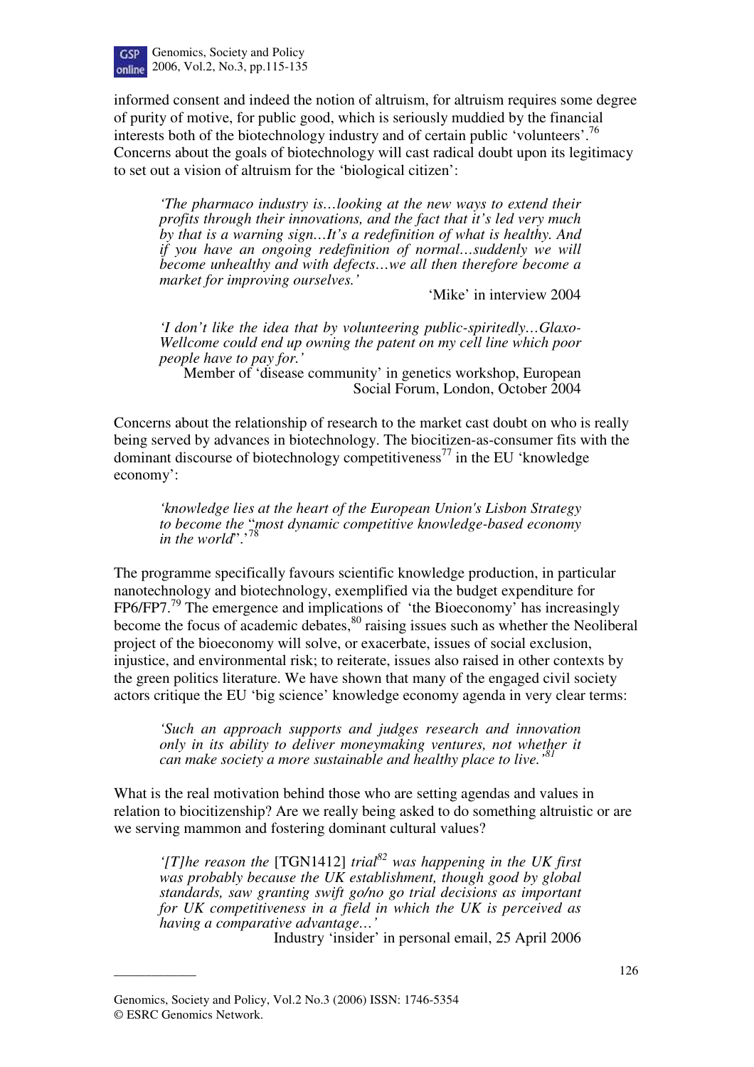informed consent and indeed the notion of altruism, for altruism requires some degree of purity of motive, for public good, which is seriously muddied by the financial interests both of the biotechnology industry and of certain public 'volunteers'.[76] Concerns about the goals of biotechnology will cast radical doubt upon its legitimacy to set out a vision of altruism for the 'biological citizen':

> *'The pharmaco industry is…looking at the new ways to extend their profits through their innovations, and the fact that it's led very much by that is a warning sign…It's a redefinition of what is healthy. And if you have an ongoing redefinition of normal…suddenly we will become unhealthy and with defects…we all then therefore become a market for improving ourselves.'*
>
> 'Mike' in interview 2004

> *'I don't like the idea that by volunteering public-spiritedly…Glaxo-Wellcome could end up owning the patent on my cell line which poor people have to pay for.'*
>
> Member of 'disease community' in genetics workshop, European Social Forum, London, October 2004

Concerns about the relationship of research to the market cast doubt on who is really being served by advances in biotechnology. The biocitizen-as-consumer fits with the dominant discourse of biotechnology competitiveness[77] in the EU 'knowledge economy':

> *'knowledge lies at the heart of the European Union's Lisbon Strategy to become the "most dynamic competitive knowledge-based economy in the world".'*[78]

The programme specifically favours scientific knowledge production, in particular nanotechnology and biotechnology, exemplified via the budget expenditure for FP6/FP7.[79] The emergence and implications of 'the Bioeconomy' has increasingly become the focus of academic debates,[80] raising issues such as whether the Neoliberal project of the bioeconomy will solve, or exacerbate, issues of social exclusion, injustice, and environmental risk; to reiterate, issues also raised in other contexts by the green politics literature. We have shown that many of the engaged civil society actors critique the EU 'big science' knowledge economy agenda in very clear terms:

> *'Such an approach supports and judges research and innovation only in its ability to deliver moneymaking ventures, not whether it can make society a more sustainable and healthy place to live.'*[81]

What is the real motivation behind those who are setting agendas and values in relation to biocitizenship? Are we really being asked to do something altruistic or are we serving mammon and fostering dominant cultural values?

> *'[T]he reason the* [TGN1412] *trial*[82] *was happening in the UK first was probably because the UK establishment, though good by global standards, saw granting swift go/no go trial decisions as important for UK competitiveness in a field in which the UK is perceived as having a comparative advantage…'*
>
> Industry 'insider' in personal email, 25 April 2006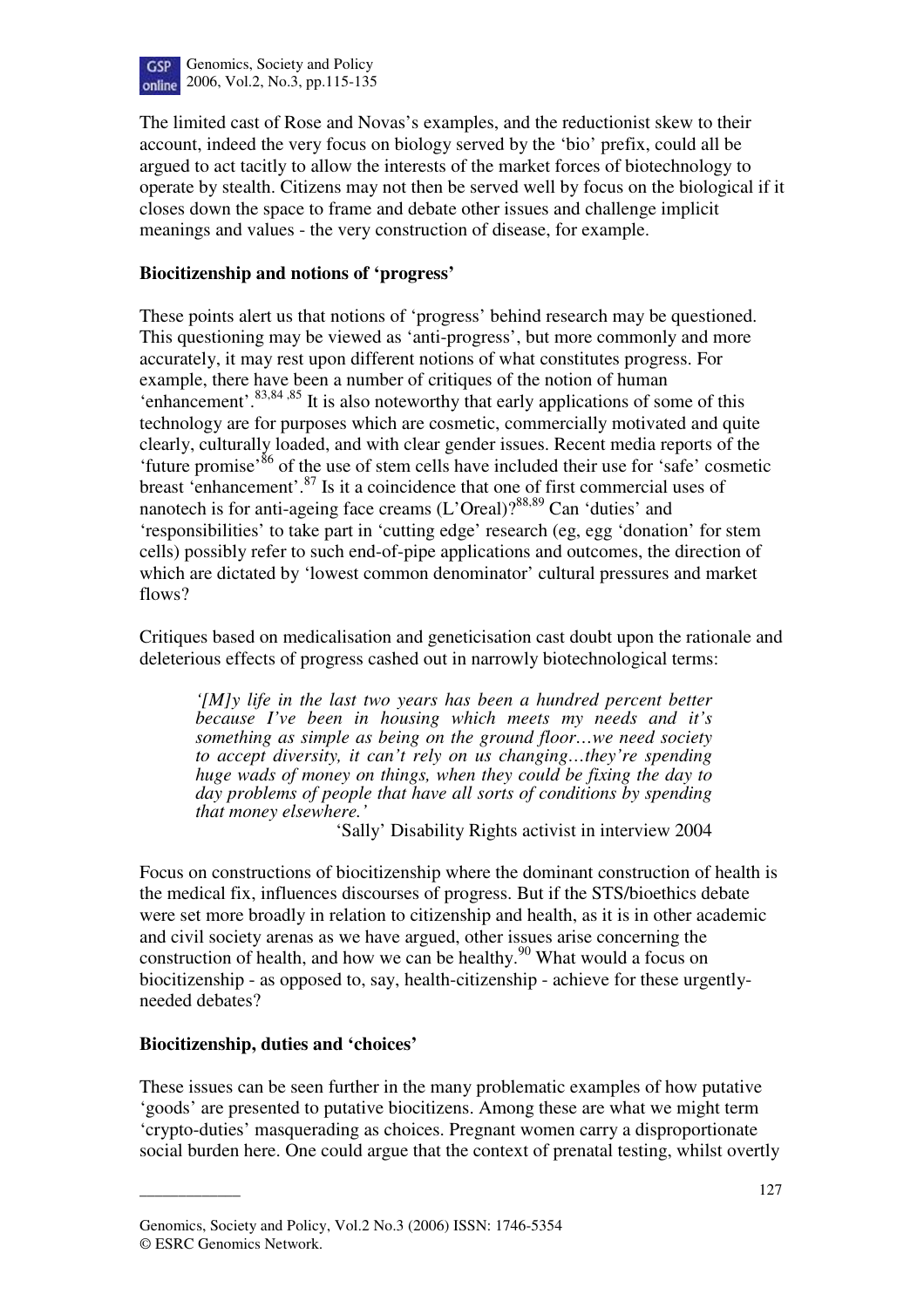The limited cast of Rose and Novas's examples, and the reductionist skew to their account, indeed the very focus on biology served by the 'bio' prefix, could all be argued to act tacitly to allow the interests of the market forces of biotechnology to operate by stealth. Citizens may not then be served well by focus on the biological if it closes down the space to frame and debate other issues and challenge implicit meanings and values - the very construction of disease, for example.

**Biocitizenship and notions of 'progress'**

These points alert us that notions of 'progress' behind research may be questioned. This questioning may be viewed as 'anti-progress', but more commonly and more accurately, it may rest upon different notions of what constitutes progress. For example, there have been a number of critiques of the notion of human 'enhancement'.[83,84,85] It is also noteworthy that early applications of some of this technology are for purposes which are cosmetic, commercially motivated and quite clearly, culturally loaded, and with clear gender issues. Recent media reports of the 'future promise'[86] of the use of stem cells have included their use for 'safe' cosmetic breast 'enhancement'.[87] Is it a coincidence that one of first commercial uses of nanotech is for anti-ageing face creams (L'Oreal)?[88,89] Can 'duties' and 'responsibilities' to take part in 'cutting edge' research (eg, egg 'donation' for stem cells) possibly refer to such end-of-pipe applications and outcomes, the direction of which are dictated by 'lowest common denominator' cultural pressures and market flows?

Critiques based on medicalisation and geneticisation cast doubt upon the rationale and deleterious effects of progress cashed out in narrowly biotechnological terms:

> *'[M]y life in the last two years has been a hundred percent better because I've been in housing which meets my needs and it's something as simple as being on the ground floor…we need society to accept diversity, it can't rely on us changing…they're spending huge wads of money on things, when they could be fixing the day to day problems of people that have all sorts of conditions by spending that money elsewhere.'*
>
> 'Sally' Disability Rights activist in interview 2004

Focus on constructions of biocitizenship where the dominant construction of health is the medical fix, influences discourses of progress. But if the STS/bioethics debate were set more broadly in relation to citizenship and health, as it is in other academic and civil society arenas as we have argued, other issues arise concerning the construction of health, and how we can be healthy.[90] What would a focus on biocitizenship - as opposed to, say, health-citizenship - achieve for these urgently-needed debates?

**Biocitizenship, duties and 'choices'**

These issues can be seen further in the many problematic examples of how putative 'goods' are presented to putative biocitizens. Among these are what we might term 'crypto-duties' masquerading as choices. Pregnant women carry a disproportionate social burden here. One could argue that the context of prenatal testing, whilst overtly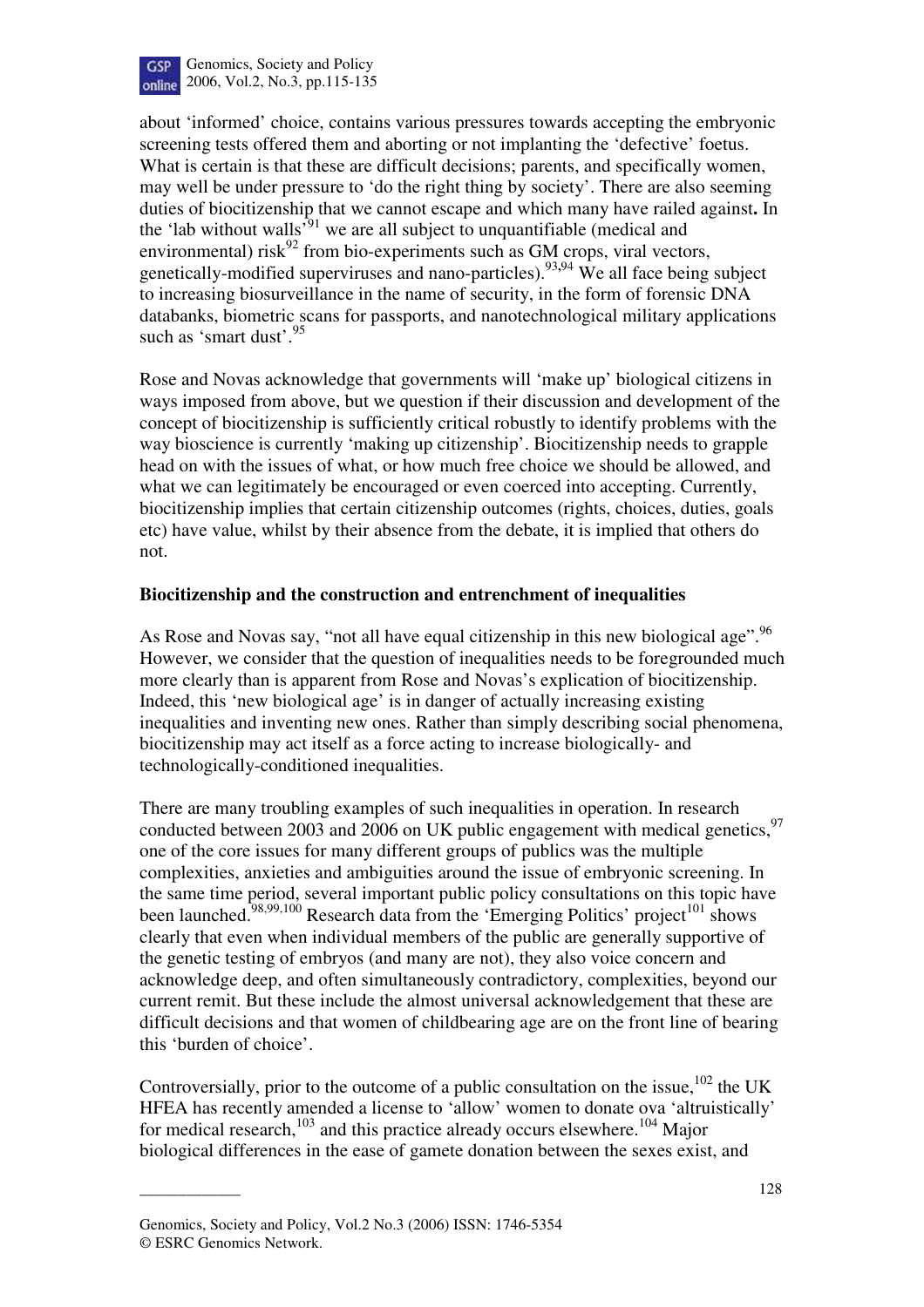about 'informed' choice, contains various pressures towards accepting the embryonic screening tests offered them and aborting or not implanting the 'defective' foetus. What is certain is that these are difficult decisions; parents, and specifically women, may well be under pressure to 'do the right thing by society'. There are also seeming duties of biocitizenship that we cannot escape and which many have railed against**.** In the 'lab without walls'[91] we are all subject to unquantifiable (medical and environmental) risk[92] from bio-experiments such as GM crops, viral vectors, genetically-modified superviruses and nano-particles).[93,94] We all face being subject to increasing biosurveillance in the name of security, in the form of forensic DNA databanks, biometric scans for passports, and nanotechnological military applications such as 'smart dust'.[95]

Rose and Novas acknowledge that governments will 'make up' biological citizens in ways imposed from above, but we question if their discussion and development of the concept of biocitizenship is sufficiently critical robustly to identify problems with the way bioscience is currently 'making up citizenship'. Biocitizenship needs to grapple head on with the issues of what, or how much free choice we should be allowed, and what we can legitimately be encouraged or even coerced into accepting. Currently, biocitizenship implies that certain citizenship outcomes (rights, choices, duties, goals etc) have value, whilst by their absence from the debate, it is implied that others do not.

**Biocitizenship and the construction and entrenchment of inequalities**

As Rose and Novas say, "not all have equal citizenship in this new biological age".[96] However, we consider that the question of inequalities needs to be foregrounded much more clearly than is apparent from Rose and Novas's explication of biocitizenship. Indeed, this 'new biological age' is in danger of actually increasing existing inequalities and inventing new ones. Rather than simply describing social phenomena, biocitizenship may act itself as a force acting to increase biologically- and technologically-conditioned inequalities.

There are many troubling examples of such inequalities in operation. In research conducted between 2003 and 2006 on UK public engagement with medical genetics,[97] one of the core issues for many different groups of publics was the multiple complexities, anxieties and ambiguities around the issue of embryonic screening. In the same time period, several important public policy consultations on this topic have been launched.[98,99,100] Research data from the 'Emerging Politics' project[101] shows clearly that even when individual members of the public are generally supportive of the genetic testing of embryos (and many are not), they also voice concern and acknowledge deep, and often simultaneously contradictory, complexities, beyond our current remit. But these include the almost universal acknowledgement that these are difficult decisions and that women of childbearing age are on the front line of bearing this 'burden of choice'.

Controversially, prior to the outcome of a public consultation on the issue,[102] the UK HFEA has recently amended a license to 'allow' women to donate ova 'altruistically' for medical research,[103] and this practice already occurs elsewhere.[104] Major biological differences in the ease of gamete donation between the sexes exist, and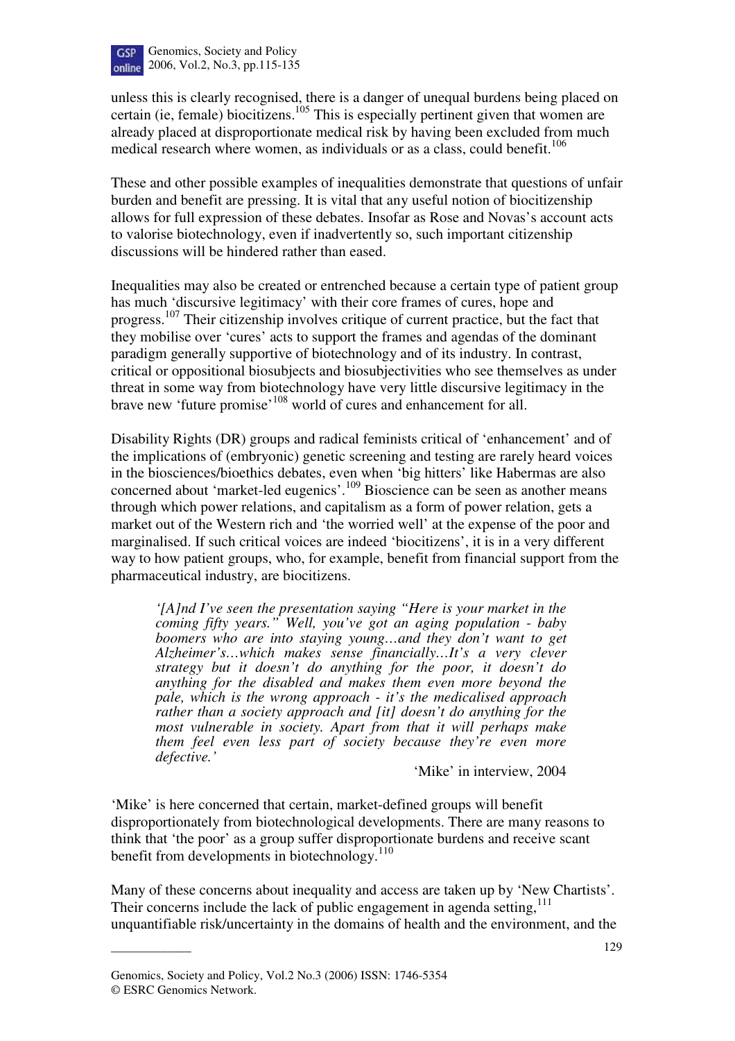unless this is clearly recognised, there is a danger of unequal burdens being placed on certain (ie, female) biocitizens.[105] This is especially pertinent given that women are already placed at disproportionate medical risk by having been excluded from much medical research where women, as individuals or as a class, could benefit.[106]

These and other possible examples of inequalities demonstrate that questions of unfair burden and benefit are pressing. It is vital that any useful notion of biocitizenship allows for full expression of these debates. Insofar as Rose and Novas's account acts to valorise biotechnology, even if inadvertently so, such important citizenship discussions will be hindered rather than eased.

Inequalities may also be created or entrenched because a certain type of patient group has much 'discursive legitimacy' with their core frames of cures, hope and progress.[107] Their citizenship involves critique of current practice, but the fact that they mobilise over 'cures' acts to support the frames and agendas of the dominant paradigm generally supportive of biotechnology and of its industry. In contrast, critical or oppositional biosubjects and biosubjectivities who see themselves as under threat in some way from biotechnology have very little discursive legitimacy in the brave new 'future promise'[108] world of cures and enhancement for all.

Disability Rights (DR) groups and radical feminists critical of 'enhancement' and of the implications of (embryonic) genetic screening and testing are rarely heard voices in the biosciences/bioethics debates, even when 'big hitters' like Habermas are also concerned about 'market-led eugenics'.[109] Bioscience can be seen as another means through which power relations, and capitalism as a form of power relation, gets a market out of the Western rich and 'the worried well' at the expense of the poor and marginalised. If such critical voices are indeed 'biocitizens', it is in a very different way to how patient groups, who, for example, benefit from financial support from the pharmaceutical industry, are biocitizens.

> *'[A]nd I've seen the presentation saying "Here is your market in the coming fifty years." Well, you've got an aging population - baby boomers who are into staying young…and they don't want to get Alzheimer's…which makes sense financially…It's a very clever strategy but it doesn't do anything for the poor, it doesn't do anything for the disabled and makes them even more beyond the pale, which is the wrong approach - it's the medicalised approach rather than a society approach and [it] doesn't do anything for the most vulnerable in society. Apart from that it will perhaps make them feel even less part of society because they're even more defective.'*
>
> 'Mike' in interview, 2004

'Mike' is here concerned that certain, market-defined groups will benefit disproportionately from biotechnological developments. There are many reasons to think that 'the poor' as a group suffer disproportionate burdens and receive scant benefit from developments in biotechnology.[110]

Many of these concerns about inequality and access are taken up by 'New Chartists'. Their concerns include the lack of public engagement in agenda setting,[111] unquantifiable risk/uncertainty in the domains of health and the environment, and the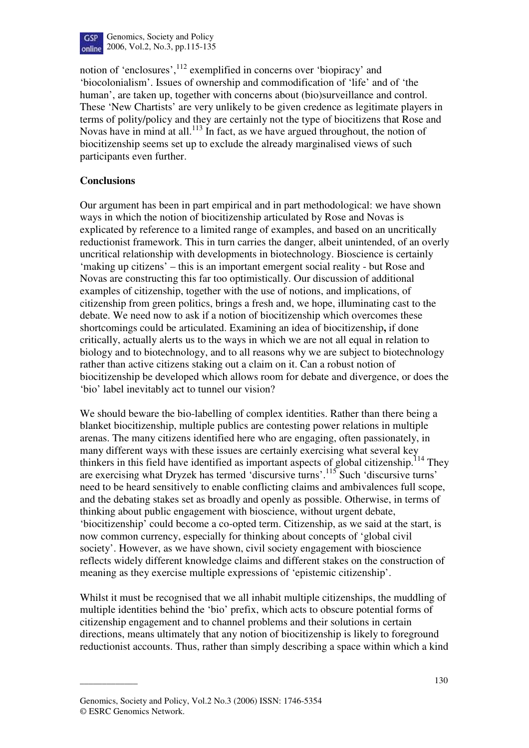notion of 'enclosures',[112] exemplified in concerns over 'biopiracy' and 'biocolonialism'. Issues of ownership and commodification of 'life' and of 'the human', are taken up, together with concerns about (bio)surveillance and control. These 'New Chartists' are very unlikely to be given credence as legitimate players in terms of polity/policy and they are certainly not the type of biocitizens that Rose and Novas have in mind at all.[113] In fact, as we have argued throughout, the notion of biocitizenship seems set up to exclude the already marginalised views of such participants even further.

**Conclusions**

Our argument has been in part empirical and in part methodological: we have shown ways in which the notion of biocitizenship articulated by Rose and Novas is explicated by reference to a limited range of examples, and based on an uncritically reductionist framework. This in turn carries the danger, albeit unintended, of an overly uncritical relationship with developments in biotechnology. Bioscience is certainly 'making up citizens' – this is an important emergent social reality - but Rose and Novas are constructing this far too optimistically. Our discussion of additional examples of citizenship, together with the use of notions, and implications, of citizenship from green politics, brings a fresh and, we hope, illuminating cast to the debate. We need now to ask if a notion of biocitizenship which overcomes these shortcomings could be articulated. Examining an idea of biocitizenship**,** if done critically, actually alerts us to the ways in which we are not all equal in relation to biology and to biotechnology, and to all reasons why we are subject to biotechnology rather than active citizens staking out a claim on it. Can a robust notion of biocitizenship be developed which allows room for debate and divergence, or does the 'bio' label inevitably act to tunnel our vision?

We should beware the bio-labelling of complex identities. Rather than there being a blanket biocitizenship, multiple publics are contesting power relations in multiple arenas. The many citizens identified here who are engaging, often passionately, in many different ways with these issues are certainly exercising what several key thinkers in this field have identified as important aspects of global citizenship.[114] They are exercising what Dryzek has termed 'discursive turns'.[115] Such 'discursive turns' need to be heard sensitively to enable conflicting claims and ambivalences full scope, and the debating stakes set as broadly and openly as possible. Otherwise, in terms of thinking about public engagement with bioscience, without urgent debate, 'biocitizenship' could become a co-opted term. Citizenship, as we said at the start, is now common currency, especially for thinking about concepts of 'global civil society'. However, as we have shown, civil society engagement with bioscience reflects widely different knowledge claims and different stakes on the construction of meaning as they exercise multiple expressions of 'epistemic citizenship'.

Whilst it must be recognised that we all inhabit multiple citizenships, the muddling of multiple identities behind the 'bio' prefix, which acts to obscure potential forms of citizenship engagement and to channel problems and their solutions in certain directions, means ultimately that any notion of biocitizenship is likely to foreground reductionist accounts. Thus, rather than simply describing a space within which a kind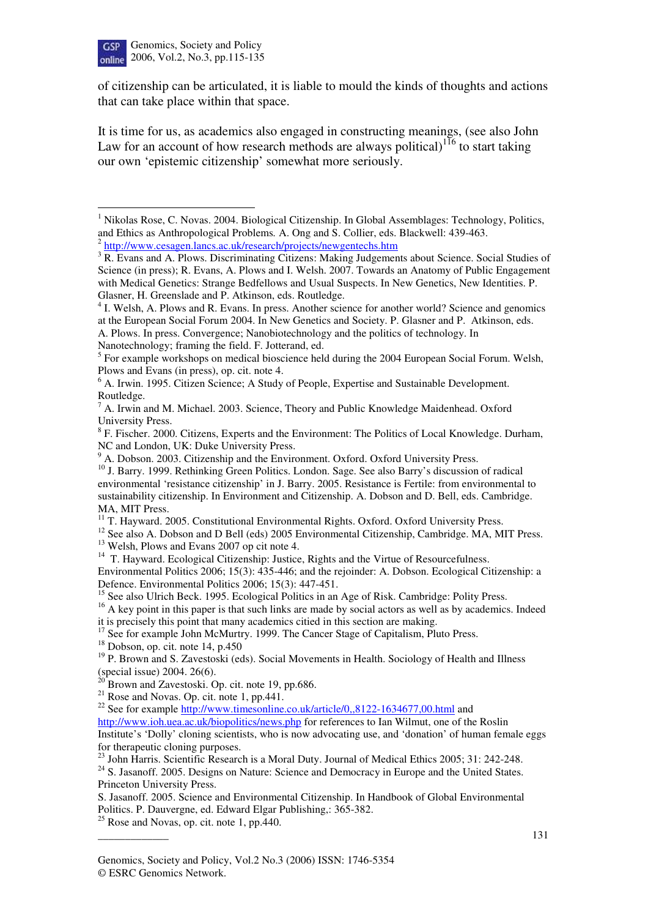of citizenship can be articulated, it is liable to mould the kinds of thoughts and actions that can take place within that space.

It is time for us, as academics also engaged in constructing meanings, (see also John Law for an account of how research methods are always political)[116] to start taking our own 'epistemic citizenship' somewhat more seriously.

---

[1] Nikolas Rose, C. Novas. 2004. Biological Citizenship. In Global Assemblages: Technology, Politics, and Ethics as Anthropological Problems*.* A. Ong and S. Collier, eds. Blackwell: 439-463.

[2] http://www.cesagen.lancs.ac.uk/research/projects/newgentechs.htm

[3] R. Evans and A. Plows. Discriminating Citizens: Making Judgements about Science. Social Studies of Science (in press); R. Evans, A. Plows and I. Welsh. 2007. Towards an Anatomy of Public Engagement with Medical Genetics: Strange Bedfellows and Usual Suspects. In New Genetics, New Identities. P. Glasner, H. Greenslade and P. Atkinson, eds. Routledge.

[4] I. Welsh, A. Plows and R. Evans. In press. Another science for another world? Science and genomics at the European Social Forum 2004. In New Genetics and Society. P. Glasner and P. Atkinson, eds. A. Plows. In press. Convergence; Nanobiotechnology and the politics of technology. In Nanotechnology; framing the field. F. Jotterand, ed.

[5] For example workshops on medical bioscience held during the 2004 European Social Forum. Welsh, Plows and Evans (in press), op. cit. note 4.

[6] A. Irwin. 1995. Citizen Science; A Study of People, Expertise and Sustainable Development. Routledge.

[7] A. Irwin and M. Michael. 2003. Science, Theory and Public Knowledge Maidenhead. Oxford University Press.

[8] F. Fischer. 2000. Citizens, Experts and the Environment: The Politics of Local Knowledge. Durham, NC and London, UK: Duke University Press.

[9] A. Dobson. 2003. Citizenship and the Environment. Oxford. Oxford University Press.

[10] J. Barry. 1999. Rethinking Green Politics. London. Sage. See also Barry's discussion of radical environmental 'resistance citizenship' in J. Barry. 2005. Resistance is Fertile: from environmental to sustainability citizenship. In Environment and Citizenship. A. Dobson and D. Bell, eds. Cambridge. MA, MIT Press.

[11] T. Hayward. 2005. Constitutional Environmental Rights. Oxford. Oxford University Press.

[12] See also A. Dobson and D Bell (eds) 2005 Environmental Citizenship, Cambridge. MA, MIT Press.

[13] Welsh, Plows and Evans 2007 op cit note 4.

[14] T. Hayward. Ecological Citizenship: Justice, Rights and the Virtue of Resourcefulness. Environmental Politics 2006; 15(3): 435-446; and the rejoinder: A. Dobson. Ecological Citizenship: a Defence. Environmental Politics 2006; 15(3): 447-451.

[15] See also Ulrich Beck. 1995. Ecological Politics in an Age of Risk. Cambridge: Polity Press.

[16] A key point in this paper is that such links are made by social actors as well as by academics. Indeed it is precisely this point that many academics citied in this section are making.

[17] See for example John McMurtry. 1999. The Cancer Stage of Capitalism, Pluto Press.

[18] Dobson, op. cit. note 14, p.450

[19] P. Brown and S. Zavestoski (eds). Social Movements in Health. Sociology of Health and Illness (special issue) 2004. 26(6).

[20] Brown and Zavestoski. Op. cit. note 19, pp.686.

[21] Rose and Novas. Op. cit. note 1, pp.441.

[22] See for example http://www.timesonline.co.uk/article/0,,8122-1634677,00.html and http://www.ioh.uea.ac.uk/biopolitics/news.php for references to Ian Wilmut, one of the Roslin Institute's 'Dolly' cloning scientists, who is now advocating use, and 'donation' of human female eggs for therapeutic cloning purposes.

[23] John Harris. Scientific Research is a Moral Duty. Journal of Medical Ethics 2005; 31: 242-248.

[24] S. Jasanoff. 2005. Designs on Nature: Science and Democracy in Europe and the United States. Princeton University Press.
S. Jasanoff. 2005. Science and Environmental Citizenship. In Handbook of Global Environmental Politics. P. Dauvergne, ed. Edward Elgar Publishing,: 365-382.

[25] Rose and Novas, op. cit. note 1, pp.440.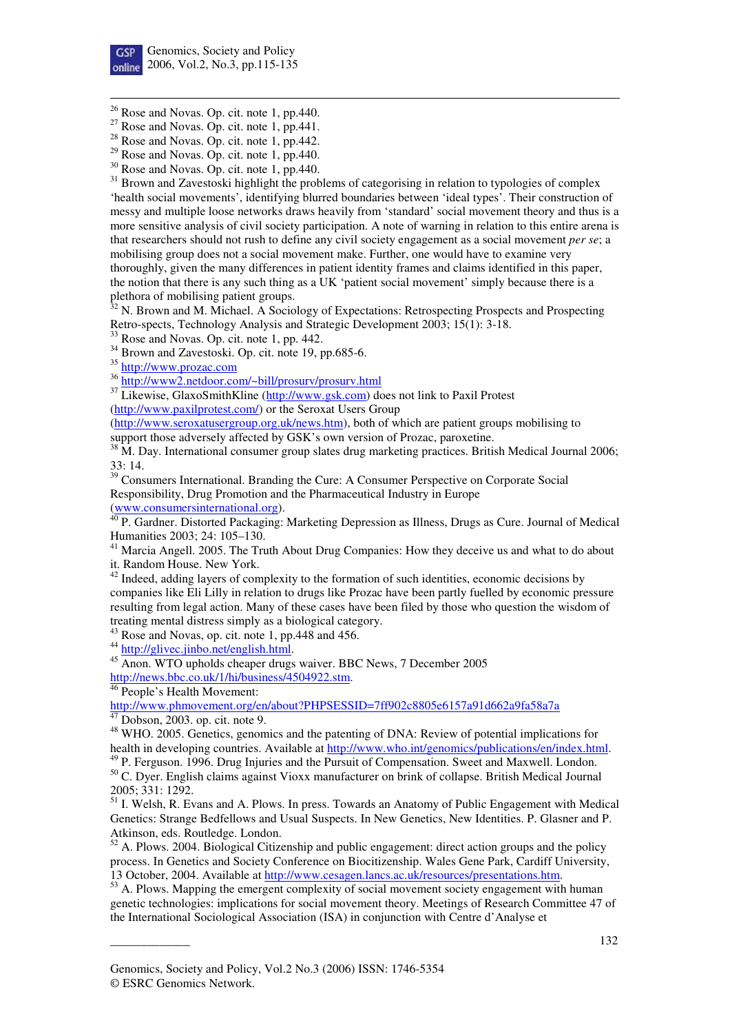[26] Rose and Novas. Op. cit. note 1, pp.440.

[27] Rose and Novas. Op. cit. note 1, pp.441.

[28] Rose and Novas. Op. cit. note 1, pp.442.

[29] Rose and Novas. Op. cit. note 1, pp.440.

[30] Rose and Novas. Op. cit. note 1, pp.440.

[31] Brown and Zavestoski highlight the problems of categorising in relation to typologies of complex 'health social movements', identifying blurred boundaries between 'ideal types'. Their construction of messy and multiple loose networks draws heavily from 'standard' social movement theory and thus is a more sensitive analysis of civil society participation. A note of warning in relation to this entire arena is that researchers should not rush to define any civil society engagement as a social movement *per se*; a mobilising group does not a social movement make. Further, one would have to examine very thoroughly, given the many differences in patient identity frames and claims identified in this paper, the notion that there is any such thing as a UK 'patient social movement' simply because there is a plethora of mobilising patient groups.

[32] N. Brown and M. Michael. A Sociology of Expectations: Retrospecting Prospects and Prospecting Retro-spects, Technology Analysis and Strategic Development 2003; 15(1): 3-18.

[33] Rose and Novas. Op. cit. note 1, pp. 442.

[34] Brown and Zavestoski. Op. cit. note 19, pp.685-6.

[35] http://www.prozac.com

[36] http://www2.netdoor.com/~bill/prosurv/prosurv.html

[37] Likewise, GlaxoSmithKline (http://www.gsk.com) does not link to Paxil Protest (http://www.paxilprotest.com/) or the Seroxat Users Group (http://www.seroxatusergroup.org.uk/news.htm), both of which are patient groups mobilising to support those adversely affected by GSK's own version of Prozac, paroxetine.

[38] M. Day. International consumer group slates drug marketing practices. British Medical Journal 2006; 33: 14.

[39] Consumers International. Branding the Cure: A Consumer Perspective on Corporate Social Responsibility, Drug Promotion and the Pharmaceutical Industry in Europe (www.consumersinternational.org).

[40] P. Gardner. Distorted Packaging: Marketing Depression as Illness, Drugs as Cure. Journal of Medical Humanities 2003; 24: 105–130.

[41] Marcia Angell. 2005. The Truth About Drug Companies: How they deceive us and what to do about it. Random House. New York.

[42] Indeed, adding layers of complexity to the formation of such identities, economic decisions by companies like Eli Lilly in relation to drugs like Prozac have been partly fuelled by economic pressure resulting from legal action. Many of these cases have been filed by those who question the wisdom of treating mental distress simply as a biological category.

[43] Rose and Novas, op. cit. note 1, pp.448 and 456.

[44] http://glivec.jinbo.net/english.html.

[45] Anon. WTO upholds cheaper drugs waiver. BBC News, 7 December 2005 http://news.bbc.co.uk/1/hi/business/4504922.stm.

[46] People's Health Movement: http://www.phmovement.org/en/about?PHPSESSID=7ff902c8805e6157a91d662a9fa58a7a

[47] Dobson, 2003. op. cit. note 9.

[48] WHO. 2005. Genetics, genomics and the patenting of DNA: Review of potential implications for health in developing countries. Available at http://www.who.int/genomics/publications/en/index.html.

[49] P. Ferguson. 1996. Drug Injuries and the Pursuit of Compensation. Sweet and Maxwell. London.

[50] C. Dyer. English claims against Vioxx manufacturer on brink of collapse. British Medical Journal 2005; 331: 1292.

[51] I. Welsh, R. Evans and A. Plows. In press. Towards an Anatomy of Public Engagement with Medical Genetics: Strange Bedfellows and Usual Suspects. In New Genetics, New Identities. P. Glasner and P. Atkinson, eds. Routledge. London.

[52] A. Plows. 2004. Biological Citizenship and public engagement: direct action groups and the policy process. In Genetics and Society Conference on Biocitizenship. Wales Gene Park, Cardiff University, 13 October, 2004. Available at http://www.cesagen.lancs.ac.uk/resources/presentations.htm.

[53] A. Plows. Mapping the emergent complexity of social movement society engagement with human genetic technologies: implications for social movement theory. Meetings of Research Committee 47 of the International Sociological Association (ISA) in conjunction with Centre d'Analyse et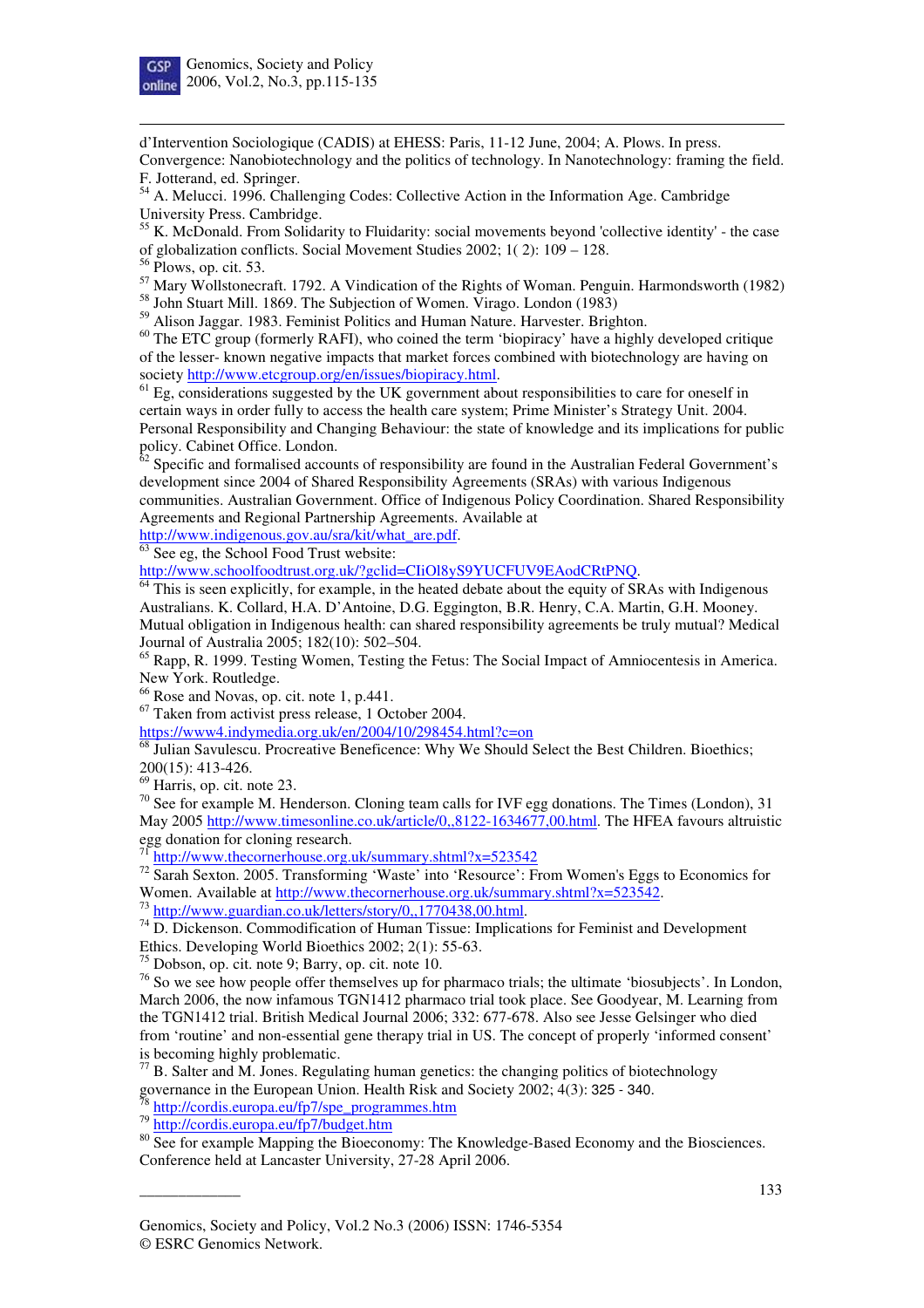d'Intervention Sociologique (CADIS) at EHESS: Paris, 11-12 June, 2004; A. Plows. In press. Convergence: Nanobiotechnology and the politics of technology. In Nanotechnology: framing the field. F. Jotterand, ed. Springer.

[54] A. Melucci. 1996. Challenging Codes: Collective Action in the Information Age. Cambridge University Press. Cambridge.

[55] K. McDonald. From Solidarity to Fluidarity: social movements beyond 'collective identity' - the case of globalization conflicts. Social Movement Studies 2002; 1( 2): 109 – 128.

[56] Plows, op. cit. 53.

[57] Mary Wollstonecraft. 1792. A Vindication of the Rights of Woman. Penguin. Harmondsworth (1982)

[58] John Stuart Mill. 1869. The Subjection of Women. Virago. London (1983)

[59] Alison Jaggar. 1983. Feminist Politics and Human Nature. Harvester. Brighton.

[60] The ETC group (formerly RAFI), who coined the term 'biopiracy' have a highly developed critique of the lesser- known negative impacts that market forces combined with biotechnology are having on society http://www.etcgroup.org/en/issues/biopiracy.html.

[61] Eg, considerations suggested by the UK government about responsibilities to care for oneself in certain ways in order fully to access the health care system; Prime Minister's Strategy Unit. 2004. Personal Responsibility and Changing Behaviour: the state of knowledge and its implications for public policy. Cabinet Office. London.

[62] Specific and formalised accounts of responsibility are found in the Australian Federal Government's development since 2004 of Shared Responsibility Agreements (SRAs) with various Indigenous communities. Australian Government. Office of Indigenous Policy Coordination. Shared Responsibility Agreements and Regional Partnership Agreements. Available at http://www.indigenous.gov.au/sra/kit/what_are.pdf.

[63] See eg, the School Food Trust website: http://www.schoolfoodtrust.org.uk/?gclid=CIiOl8yS9YUCFUV9EAodCRtPNQ.

[64] This is seen explicitly, for example, in the heated debate about the equity of SRAs with Indigenous Australians. K. Collard, H.A. D'Antoine, D.G. Eggington, B.R. Henry, C.A. Martin, G.H. Mooney. Mutual obligation in Indigenous health: can shared responsibility agreements be truly mutual? Medical Journal of Australia 2005; 182(10): 502–504.

[65] Rapp, R. 1999. Testing Women, Testing the Fetus: The Social Impact of Amniocentesis in America. New York. Routledge.

[66] Rose and Novas, op. cit. note 1, p.441.

[67] Taken from activist press release, 1 October 2004. https://www4.indymedia.org.uk/en/2004/10/298454.html?c=on

[68] Julian Savulescu. Procreative Beneficence: Why We Should Select the Best Children. Bioethics; 200(15): 413-426.

[69] Harris, op. cit. note 23.

[70] See for example M. Henderson. Cloning team calls for IVF egg donations. The Times (London), 31 May 2005 http://www.timesonline.co.uk/article/0,,8122-1634677,00.html. The HFEA favours altruistic egg donation for cloning research.

[71] http://www.thecornerhouse.org.uk/summary.shtml?x=523542

[72] Sarah Sexton. 2005. Transforming 'Waste' into 'Resource': From Women's Eggs to Economics for Women. Available at http://www.thecornerhouse.org.uk/summary.shtml?x=523542.

[73] http://www.guardian.co.uk/letters/story/0,,1770438,00.html.

[74] D. Dickenson. Commodification of Human Tissue: Implications for Feminist and Development Ethics. Developing World Bioethics 2002; 2(1): 55-63.

[75] Dobson, op. cit. note 9; Barry, op. cit. note 10.

[76] So we see how people offer themselves up for pharmaco trials; the ultimate 'biosubjects'. In London, March 2006, the now infamous TGN1412 pharmaco trial took place. See Goodyear, M. Learning from the TGN1412 trial. British Medical Journal 2006; 332: 677-678. Also see Jesse Gelsinger who died from 'routine' and non-essential gene therapy trial in US. The concept of properly 'informed consent' is becoming highly problematic.

[77] B. Salter and M. Jones. Regulating human genetics: the changing politics of biotechnology governance in the European Union. Health Risk and Society 2002; 4(3): 325 - 340.

[78] http://cordis.europa.eu/fp7/spe_programmes.htm

[79] http://cordis.europa.eu/fp7/budget.htm

[80] See for example Mapping the Bioeconomy: The Knowledge-Based Economy and the Biosciences. Conference held at Lancaster University, 27-28 April 2006.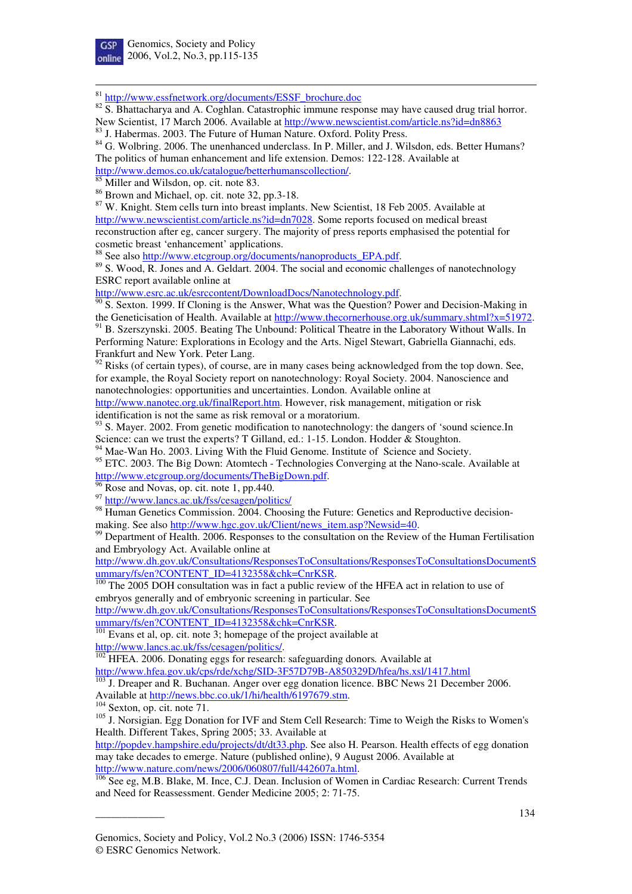[81] http://www.essfnetwork.org/documents/ESSF_brochure.doc

[82] S. Bhattacharya and A. Coghlan. Catastrophic immune response may have caused drug trial horror. New Scientist, 17 March 2006. Available at http://www.newscientist.com/article.ns?id=dn8863

[83] J. Habermas. 2003. The Future of Human Nature. Oxford. Polity Press.

[84] G. Wolbring. 2006. The unenhanced underclass. In P. Miller, and J. Wilsdon, eds. Better Humans? The politics of human enhancement and life extension. Demos: 122-128. Available at http://www.demos.co.uk/catalogue/betterhumanscollection/.

[85] Miller and Wilsdon, op. cit. note 83.

[86] Brown and Michael, op. cit. note 32, pp.3-18.

[87] W. Knight. Stem cells turn into breast implants. New Scientist, 18 Feb 2005. Available at http://www.newscientist.com/article.ns?id=dn7028. Some reports focused on medical breast reconstruction after eg, cancer surgery. The majority of press reports emphasised the potential for cosmetic breast 'enhancement' applications.

[88] See also http://www.etcgroup.org/documents/nanoproducts_EPA.pdf.

[89] S. Wood, R. Jones and A. Geldart. 2004. The social and economic challenges of nanotechnology ESRC report available online at http://www.esrc.ac.uk/esrccontent/DownloadDocs/Nanotechnology.pdf.

[90] S. Sexton. 1999. If Cloning is the Answer, What was the Question? Power and Decision-Making in the Geneticisation of Health. Available at http://www.thecornerhouse.org.uk/summary.shtml?x=51972.

[91] B. Szerszynski. 2005. Beating The Unbound: Political Theatre in the Laboratory Without Walls. In Performing Nature: Explorations in Ecology and the Arts. Nigel Stewart, Gabriella Giannachi, eds. Frankfurt and New York. Peter Lang.

[92] Risks (of certain types), of course, are in many cases being acknowledged from the top down. See, for example, the Royal Society report on nanotechnology: Royal Society. 2004. Nanoscience and nanotechnologies: opportunities and uncertainties. London. Available online at http://www.nanotec.org.uk/finalReport.htm. However, risk management, mitigation or risk identification is not the same as risk removal or a moratorium.

[93] S. Mayer. 2002. From genetic modification to nanotechnology: the dangers of 'sound science.In Science: can we trust the experts? T Gilland, ed.: 1-15. London. Hodder & Stoughton.

[94] Mae-Wan Ho. 2003. Living With the Fluid Genome. Institute of Science and Society.

[95] ETC. 2003. The Big Down: Atomtech - Technologies Converging at the Nano-scale. Available at http://www.etcgroup.org/documents/TheBigDown.pdf.

[96] Rose and Novas, op. cit. note 1, pp.440.

[97] http://www.lancs.ac.uk/fss/cesagen/politics/

[98] Human Genetics Commission. 2004. Choosing the Future: Genetics and Reproductive decision-making. See also http://www.hgc.gov.uk/Client/news_item.asp?Newsid=40.

[99] Department of Health. 2006. Responses to the consultation on the Review of the Human Fertilisation and Embryology Act. Available online at http://www.dh.gov.uk/Consultations/ResponsesToConsultations/ResponsesToConsultationsDocumentSummary/fs/en?CONTENT_ID=4132358&chk=CnrKSR.

[100] The 2005 DOH consultation was in fact a public review of the HFEA act in relation to use of embryos generally and of embryonic screening in particular. See http://www.dh.gov.uk/Consultations/ResponsesToConsultations/ResponsesToConsultationsDocumentSummary/fs/en?CONTENT_ID=4132358&chk=CnrKSR.

[101] Evans et al, op. cit. note 3; homepage of the project available at http://www.lancs.ac.uk/fss/cesagen/politics/.

[102] HFEA. 2006. Donating eggs for research: safeguarding donors. Available at http://www.hfea.gov.uk/cps/rde/xchg/SID-3F57D79B-A850329D/hfea/hs.xsl/1417.html

[103] J. Dreaper and R. Buchanan. Anger over egg donation licence. BBC News 21 December 2006. Available at http://news.bbc.co.uk/1/hi/health/6197679.stm.

[104] Sexton, op. cit. note 71.

[105] J. Norsigian. Egg Donation for IVF and Stem Cell Research: Time to Weigh the Risks to Women's Health. Different Takes, Spring 2005; 33. Available at http://popdev.hampshire.edu/projects/dt/dt33.php. See also H. Pearson. Health effects of egg donation may take decades to emerge. Nature (published online), 9 August 2006. Available at http://www.nature.com/news/2006/060807/full/442607a.html.

[106] See eg, M.B. Blake, M. Ince, C.J. Dean. Inclusion of Women in Cardiac Research: Current Trends and Need for Reassessment. Gender Medicine 2005; 2: 71-75.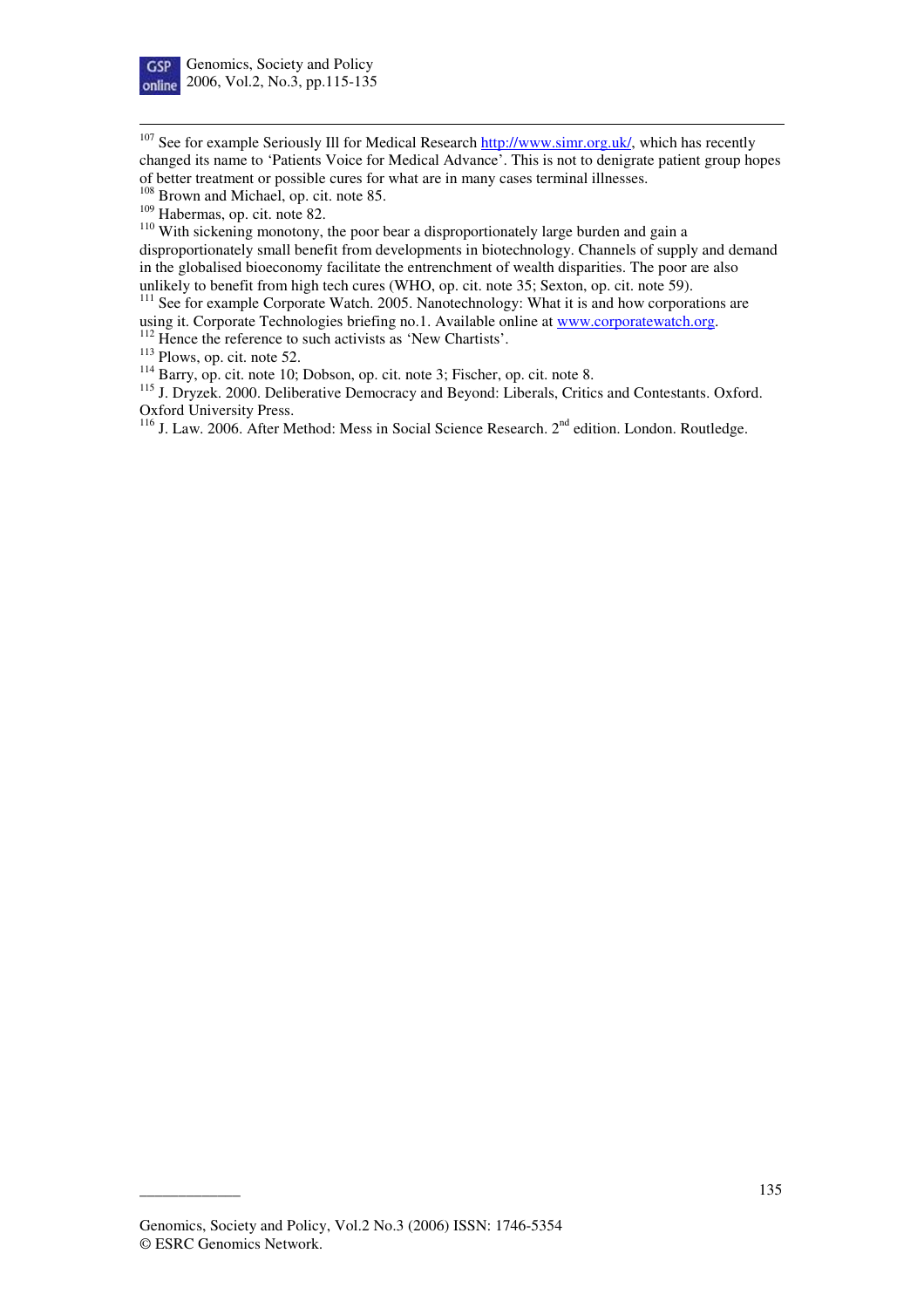[107] See for example Seriously Ill for Medical Research http://www.simr.org.uk/, which has recently changed its name to 'Patients Voice for Medical Advance'. This is not to denigrate patient group hopes of better treatment or possible cures for what are in many cases terminal illnesses.

[108] Brown and Michael, op. cit. note 85.

[109] Habermas, op. cit. note 82.

[110] With sickening monotony, the poor bear a disproportionately large burden and gain a disproportionately small benefit from developments in biotechnology. Channels of supply and demand in the globalised bioeconomy facilitate the entrenchment of wealth disparities. The poor are also unlikely to benefit from high tech cures (WHO, op. cit. note 35; Sexton, op. cit. note 59).

[111] See for example Corporate Watch. 2005. Nanotechnology: What it is and how corporations are using it. Corporate Technologies briefing no.1. Available online at www.corporatewatch.org.

[112] Hence the reference to such activists as 'New Chartists'.

[113] Plows, op. cit. note 52.

[114] Barry, op. cit. note 10; Dobson, op. cit. note 3; Fischer, op. cit. note 8.

[115] J. Dryzek. 2000. Deliberative Democracy and Beyond: Liberals, Critics and Contestants. Oxford. Oxford University Press.

[116] J. Law. 2006. After Method: Mess in Social Science Research. 2nd edition. London. Routledge.